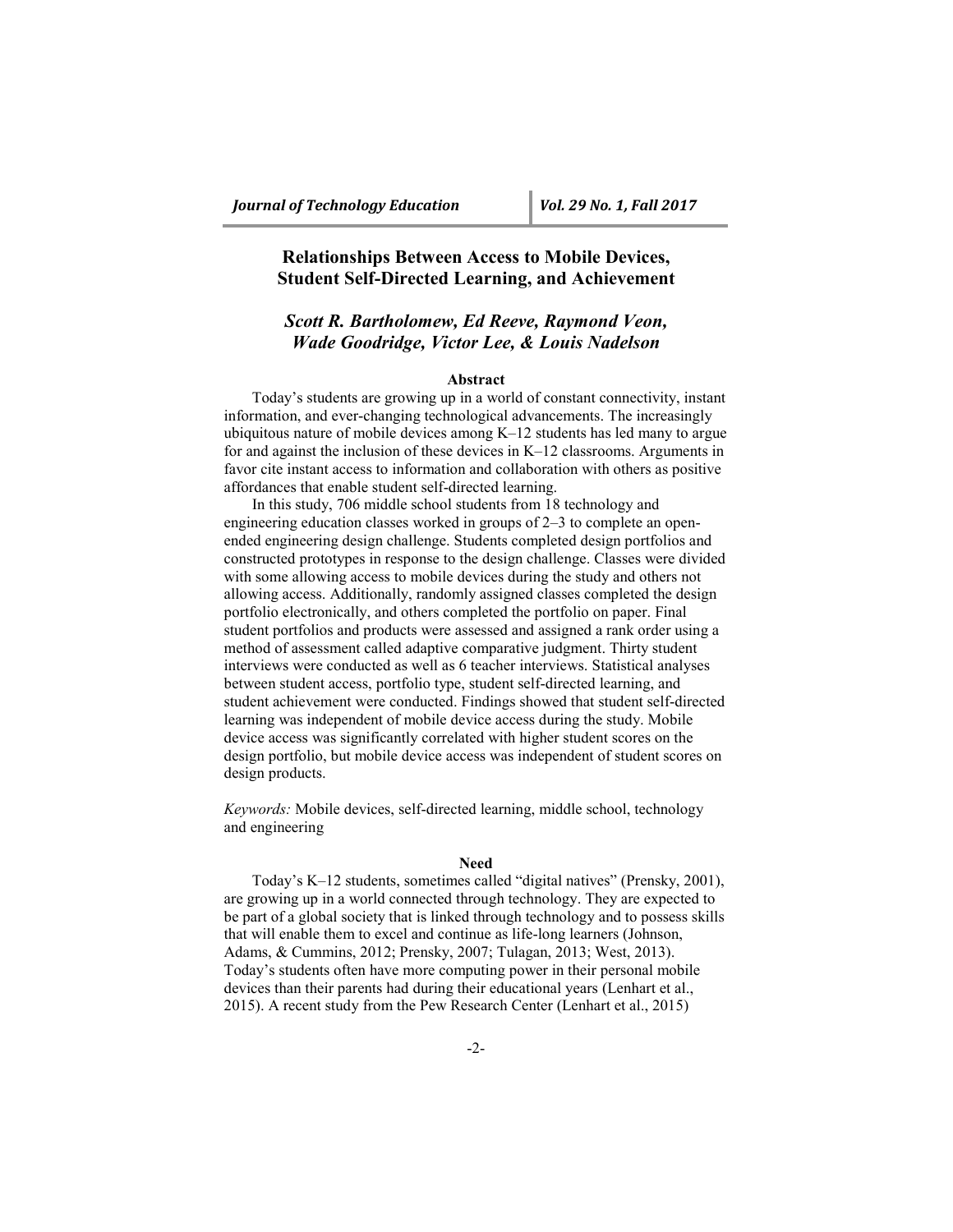# Relationships Between Access to Mobile Devices, Student Self-Directed Learning, and Achievement

***Scott R. Bartholomew, Ed Reeve, Raymond Veon, Wade Goodridge, Victor Lee, & Louis Nadelson***

## Abstract

Today's students are growing up in a world of constant connectivity, instant information, and ever-changing technological advancements. The increasingly ubiquitous nature of mobile devices among K–12 students has led many to argue for and against the inclusion of these devices in K–12 classrooms. Arguments in favor cite instant access to information and collaboration with others as positive affordances that enable student self-directed learning.

In this study, 706 middle school students from 18 technology and engineering education classes worked in groups of 2–3 to complete an open-ended engineering design challenge. Students completed design portfolios and constructed prototypes in response to the design challenge. Classes were divided with some allowing access to mobile devices during the study and others not allowing access. Additionally, randomly assigned classes completed the design portfolio electronically, and others completed the portfolio on paper. Final student portfolios and products were assessed and assigned a rank order using a method of assessment called adaptive comparative judgment. Thirty student interviews were conducted as well as 6 teacher interviews. Statistical analyses between student access, portfolio type, student self-directed learning, and student achievement were conducted. Findings showed that student self-directed learning was independent of mobile device access during the study. Mobile device access was significantly correlated with higher student scores on the design portfolio, but mobile device access was independent of student scores on design products.

*Keywords:* Mobile devices, self-directed learning, middle school, technology and engineering

## Need

Today's K–12 students, sometimes called "digital natives" (Prensky, 2001), are growing up in a world connected through technology. They are expected to be part of a global society that is linked through technology and to possess skills that will enable them to excel and continue as life-long learners (Johnson, Adams, & Cummins, 2012; Prensky, 2007; Tulagan, 2013; West, 2013). Today's students often have more computing power in their personal mobile devices than their parents had during their educational years (Lenhart et al., 2015). A recent study from the Pew Research Center (Lenhart et al., 2015)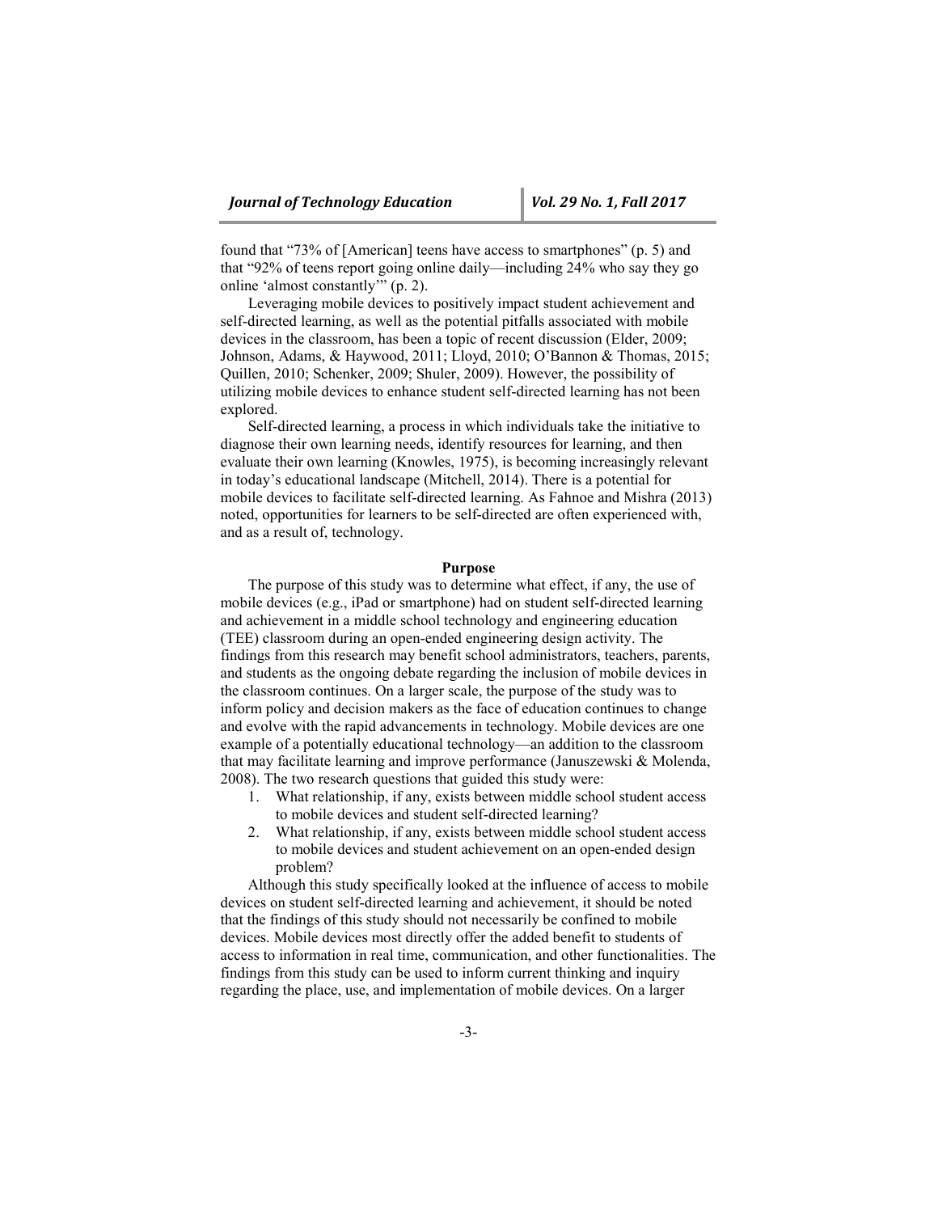found that "73% of [American] teens have access to smartphones" (p. 5) and that "92% of teens report going online daily—including 24% who say they go online 'almost constantly'" (p. 2).

Leveraging mobile devices to positively impact student achievement and self-directed learning, as well as the potential pitfalls associated with mobile devices in the classroom, has been a topic of recent discussion (Elder, 2009; Johnson, Adams, & Haywood, 2011; Lloyd, 2010; O'Bannon & Thomas, 2015; Quillen, 2010; Schenker, 2009; Shuler, 2009). However, the possibility of utilizing mobile devices to enhance student self-directed learning has not been explored.

Self-directed learning, a process in which individuals take the initiative to diagnose their own learning needs, identify resources for learning, and then evaluate their own learning (Knowles, 1975), is becoming increasingly relevant in today's educational landscape (Mitchell, 2014). There is a potential for mobile devices to facilitate self-directed learning. As Fahnoe and Mishra (2013) noted, opportunities for learners to be self-directed are often experienced with, and as a result of, technology.

## Purpose

The purpose of this study was to determine what effect, if any, the use of mobile devices (e.g., iPad or smartphone) had on student self-directed learning and achievement in a middle school technology and engineering education (TEE) classroom during an open-ended engineering design activity. The findings from this research may benefit school administrators, teachers, parents, and students as the ongoing debate regarding the inclusion of mobile devices in the classroom continues. On a larger scale, the purpose of the study was to inform policy and decision makers as the face of education continues to change and evolve with the rapid advancements in technology. Mobile devices are one example of a potentially educational technology—an addition to the classroom that may facilitate learning and improve performance (Januszewski & Molenda, 2008). The two research questions that guided this study were:

1. What relationship, if any, exists between middle school student access to mobile devices and student self-directed learning?
2. What relationship, if any, exists between middle school student access to mobile devices and student achievement on an open-ended design problem?

Although this study specifically looked at the influence of access to mobile devices on student self-directed learning and achievement, it should be noted that the findings of this study should not necessarily be confined to mobile devices. Mobile devices most directly offer the added benefit to students of access to information in real time, communication, and other functionalities. The findings from this study can be used to inform current thinking and inquiry regarding the place, use, and implementation of mobile devices. On a larger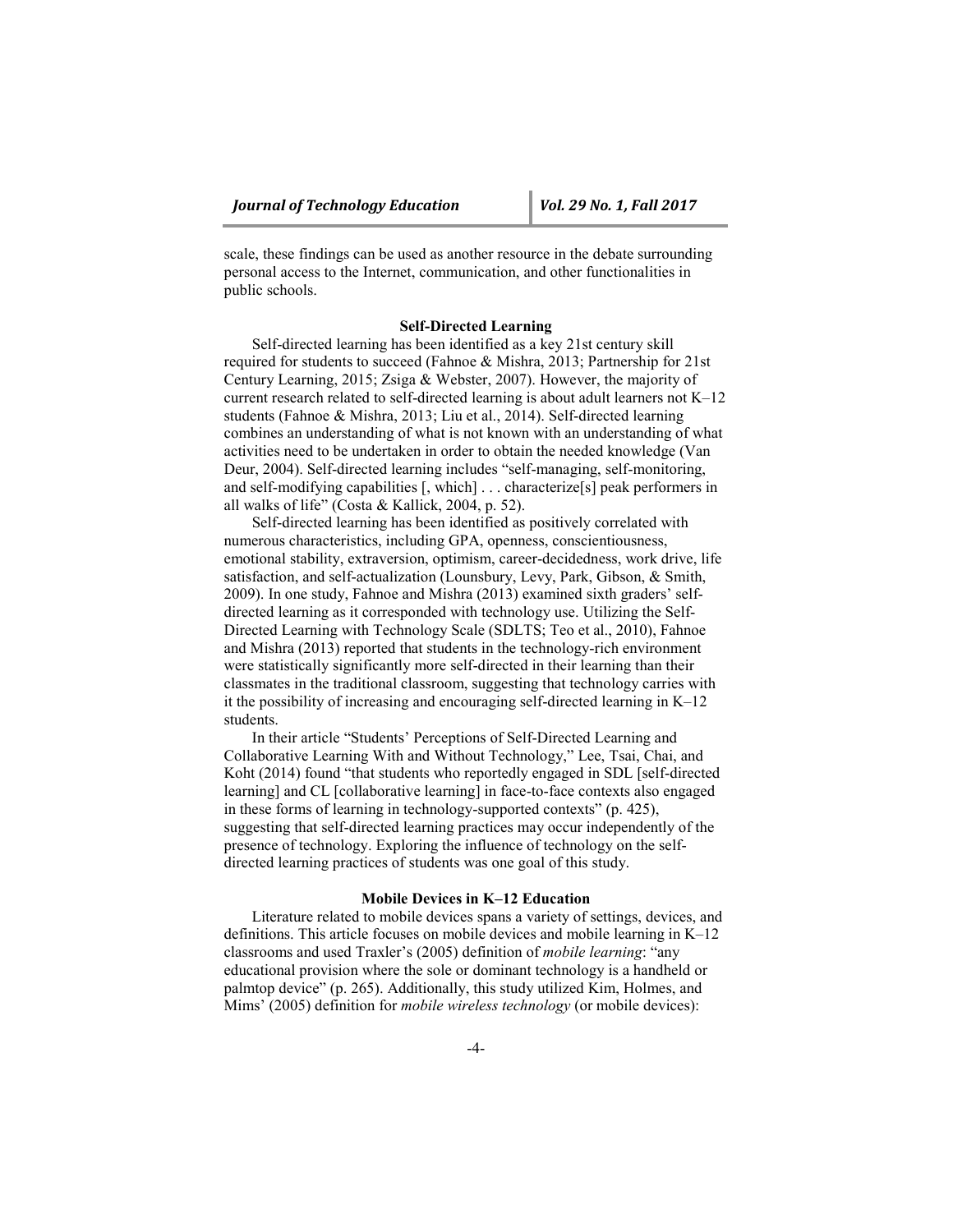scale, these findings can be used as another resource in the debate surrounding personal access to the Internet, communication, and other functionalities in public schools.

## Self-Directed Learning

Self-directed learning has been identified as a key 21st century skill required for students to succeed (Fahnoe & Mishra, 2013; Partnership for 21st Century Learning, 2015; Zsiga & Webster, 2007). However, the majority of current research related to self-directed learning is about adult learners not K–12 students (Fahnoe & Mishra, 2013; Liu et al., 2014). Self-directed learning combines an understanding of what is not known with an understanding of what activities need to be undertaken in order to obtain the needed knowledge (Van Deur, 2004). Self-directed learning includes "self-managing, self-monitoring, and self-modifying capabilities [, which] . . . characterize[s] peak performers in all walks of life" (Costa & Kallick, 2004, p. 52).

Self-directed learning has been identified as positively correlated with numerous characteristics, including GPA, openness, conscientiousness, emotional stability, extraversion, optimism, career-decidedness, work drive, life satisfaction, and self-actualization (Lounsbury, Levy, Park, Gibson, & Smith, 2009). In one study, Fahnoe and Mishra (2013) examined sixth graders' self-directed learning as it corresponded with technology use. Utilizing the Self-Directed Learning with Technology Scale (SDLTS; Teo et al., 2010), Fahnoe and Mishra (2013) reported that students in the technology-rich environment were statistically significantly more self-directed in their learning than their classmates in the traditional classroom, suggesting that technology carries with it the possibility of increasing and encouraging self-directed learning in K–12 students.

In their article "Students' Perceptions of Self-Directed Learning and Collaborative Learning With and Without Technology," Lee, Tsai, Chai, and Koht (2014) found "that students who reportedly engaged in SDL [self-directed learning] and CL [collaborative learning] in face-to-face contexts also engaged in these forms of learning in technology-supported contexts" (p. 425), suggesting that self-directed learning practices may occur independently of the presence of technology. Exploring the influence of technology on the self-directed learning practices of students was one goal of this study.

## Mobile Devices in K–12 Education

Literature related to mobile devices spans a variety of settings, devices, and definitions. This article focuses on mobile devices and mobile learning in K–12 classrooms and used Traxler's (2005) definition of *mobile learning*: "any educational provision where the sole or dominant technology is a handheld or palmtop device" (p. 265). Additionally, this study utilized Kim, Holmes, and Mims' (2005) definition for *mobile wireless technology* (or mobile devices):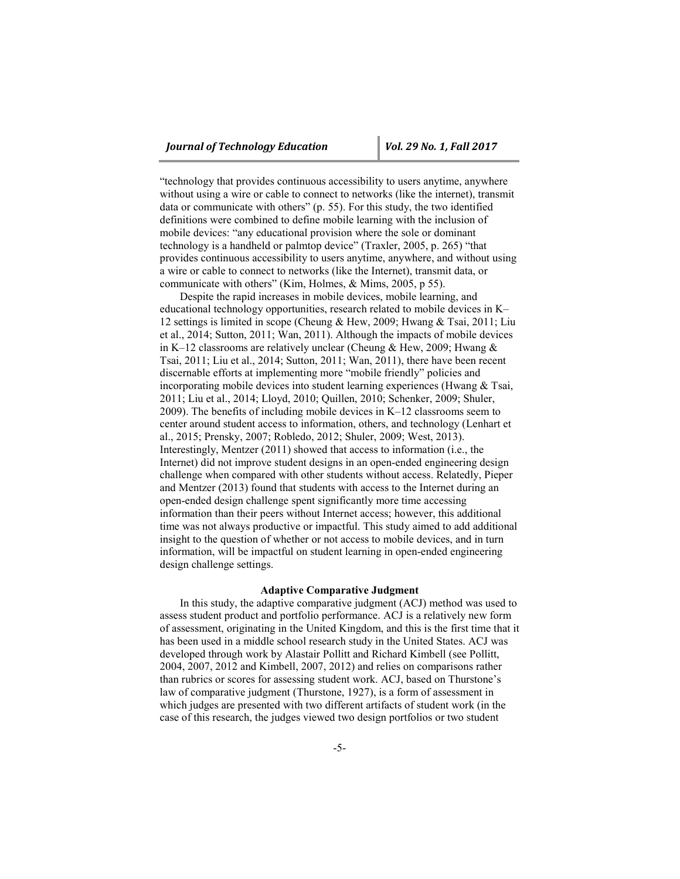"technology that provides continuous accessibility to users anytime, anywhere without using a wire or cable to connect to networks (like the internet), transmit data or communicate with others" (p. 55). For this study, the two identified definitions were combined to define mobile learning with the inclusion of mobile devices: "any educational provision where the sole or dominant technology is a handheld or palmtop device" (Traxler, 2005, p. 265) "that provides continuous accessibility to users anytime, anywhere, and without using a wire or cable to connect to networks (like the Internet), transmit data, or communicate with others" (Kim, Holmes, & Mims, 2005, p 55).

Despite the rapid increases in mobile devices, mobile learning, and educational technology opportunities, research related to mobile devices in K–12 settings is limited in scope (Cheung & Hew, 2009; Hwang & Tsai, 2011; Liu et al., 2014; Sutton, 2011; Wan, 2011). Although the impacts of mobile devices in K–12 classrooms are relatively unclear (Cheung & Hew, 2009; Hwang & Tsai, 2011; Liu et al., 2014; Sutton, 2011; Wan, 2011), there have been recent discernable efforts at implementing more "mobile friendly" policies and incorporating mobile devices into student learning experiences (Hwang & Tsai, 2011; Liu et al., 2014; Lloyd, 2010; Quillen, 2010; Schenker, 2009; Shuler, 2009). The benefits of including mobile devices in K–12 classrooms seem to center around student access to information, others, and technology (Lenhart et al., 2015; Prensky, 2007; Robledo, 2012; Shuler, 2009; West, 2013). Interestingly, Mentzer (2011) showed that access to information (i.e., the Internet) did not improve student designs in an open-ended engineering design challenge when compared with other students without access. Relatedly, Pieper and Mentzer (2013) found that students with access to the Internet during an open-ended design challenge spent significantly more time accessing information than their peers without Internet access; however, this additional time was not always productive or impactful. This study aimed to add additional insight to the question of whether or not access to mobile devices, and in turn information, will be impactful on student learning in open-ended engineering design challenge settings.

## Adaptive Comparative Judgment

In this study, the adaptive comparative judgment (ACJ) method was used to assess student product and portfolio performance. ACJ is a relatively new form of assessment, originating in the United Kingdom, and this is the first time that it has been used in a middle school research study in the United States. ACJ was developed through work by Alastair Pollitt and Richard Kimbell (see Pollitt, 2004, 2007, 2012 and Kimbell, 2007, 2012) and relies on comparisons rather than rubrics or scores for assessing student work. ACJ, based on Thurstone's law of comparative judgment (Thurstone, 1927), is a form of assessment in which judges are presented with two different artifacts of student work (in the case of this research, the judges viewed two design portfolios or two student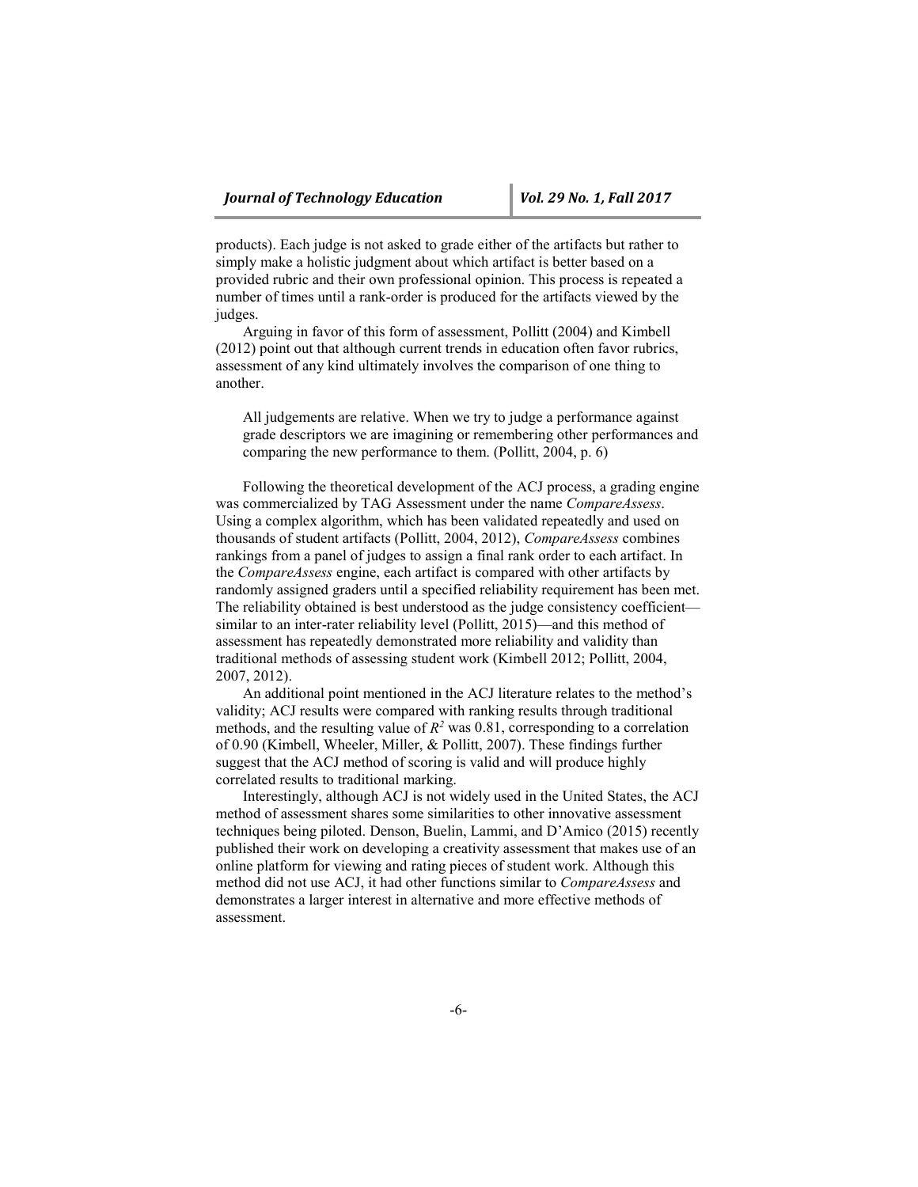products). Each judge is not asked to grade either of the artifacts but rather to simply make a holistic judgment about which artifact is better based on a provided rubric and their own professional opinion. This process is repeated a number of times until a rank-order is produced for the artifacts viewed by the judges.

Arguing in favor of this form of assessment, Pollitt (2004) and Kimbell (2012) point out that although current trends in education often favor rubrics, assessment of any kind ultimately involves the comparison of one thing to another.

> All judgements are relative. When we try to judge a performance against grade descriptors we are imagining or remembering other performances and comparing the new performance to them. (Pollitt, 2004, p. 6)

Following the theoretical development of the ACJ process, a grading engine was commercialized by TAG Assessment under the name *CompareAssess*. Using a complex algorithm, which has been validated repeatedly and used on thousands of student artifacts (Pollitt, 2004, 2012), *CompareAssess* combines rankings from a panel of judges to assign a final rank order to each artifact. In the *CompareAssess* engine, each artifact is compared with other artifacts by randomly assigned graders until a specified reliability requirement has been met. The reliability obtained is best understood as the judge consistency coefficient—similar to an inter-rater reliability level (Pollitt, 2015)—and this method of assessment has repeatedly demonstrated more reliability and validity than traditional methods of assessing student work (Kimbell 2012; Pollitt, 2004, 2007, 2012).

An additional point mentioned in the ACJ literature relates to the method's validity; ACJ results were compared with ranking results through traditional methods, and the resulting value of $R^2$ was 0.81, corresponding to a correlation of 0.90 (Kimbell, Wheeler, Miller, & Pollitt, 2007). These findings further suggest that the ACJ method of scoring is valid and will produce highly correlated results to traditional marking.

Interestingly, although ACJ is not widely used in the United States, the ACJ method of assessment shares some similarities to other innovative assessment techniques being piloted. Denson, Buelin, Lammi, and D'Amico (2015) recently published their work on developing a creativity assessment that makes use of an online platform for viewing and rating pieces of student work. Although this method did not use ACJ, it had other functions similar to *CompareAssess* and demonstrates a larger interest in alternative and more effective methods of assessment.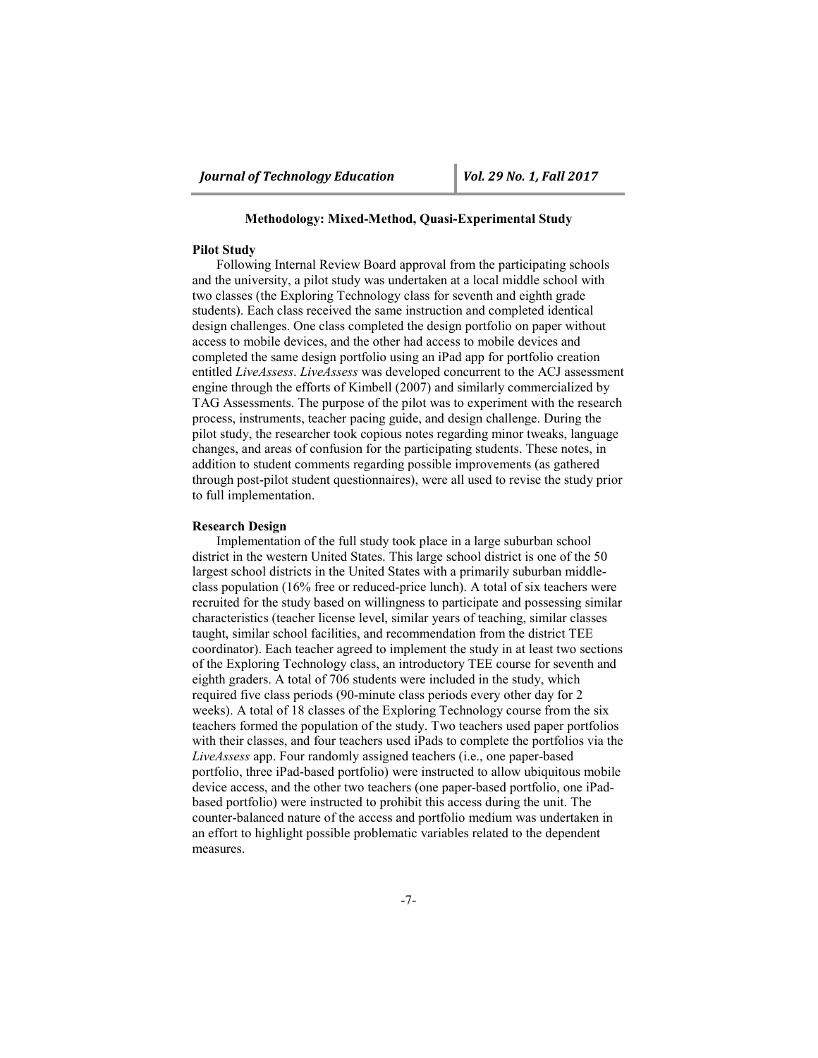## Methodology: Mixed-Method, Quasi-Experimental Study

### Pilot Study

Following Internal Review Board approval from the participating schools and the university, a pilot study was undertaken at a local middle school with two classes (the Exploring Technology class for seventh and eighth grade students). Each class received the same instruction and completed identical design challenges. One class completed the design portfolio on paper without access to mobile devices, and the other had access to mobile devices and completed the same design portfolio using an iPad app for portfolio creation entitled *LiveAssess*. *LiveAssess* was developed concurrent to the ACJ assessment engine through the efforts of Kimbell (2007) and similarly commercialized by TAG Assessments. The purpose of the pilot was to experiment with the research process, instruments, teacher pacing guide, and design challenge. During the pilot study, the researcher took copious notes regarding minor tweaks, language changes, and areas of confusion for the participating students. These notes, in addition to student comments regarding possible improvements (as gathered through post-pilot student questionnaires), were all used to revise the study prior to full implementation.

### Research Design

Implementation of the full study took place in a large suburban school district in the western United States. This large school district is one of the 50 largest school districts in the United States with a primarily suburban middle-class population (16% free or reduced-price lunch). A total of six teachers were recruited for the study based on willingness to participate and possessing similar characteristics (teacher license level, similar years of teaching, similar classes taught, similar school facilities, and recommendation from the district TEE coordinator). Each teacher agreed to implement the study in at least two sections of the Exploring Technology class, an introductory TEE course for seventh and eighth graders. A total of 706 students were included in the study, which required five class periods (90-minute class periods every other day for 2 weeks). A total of 18 classes of the Exploring Technology course from the six teachers formed the population of the study. Two teachers used paper portfolios with their classes, and four teachers used iPads to complete the portfolios via the *LiveAssess* app. Four randomly assigned teachers (i.e., one paper-based portfolio, three iPad-based portfolio) were instructed to allow ubiquitous mobile device access, and the other two teachers (one paper-based portfolio, one iPad-based portfolio) were instructed to prohibit this access during the unit. The counter-balanced nature of the access and portfolio medium was undertaken in an effort to highlight possible problematic variables related to the dependent measures.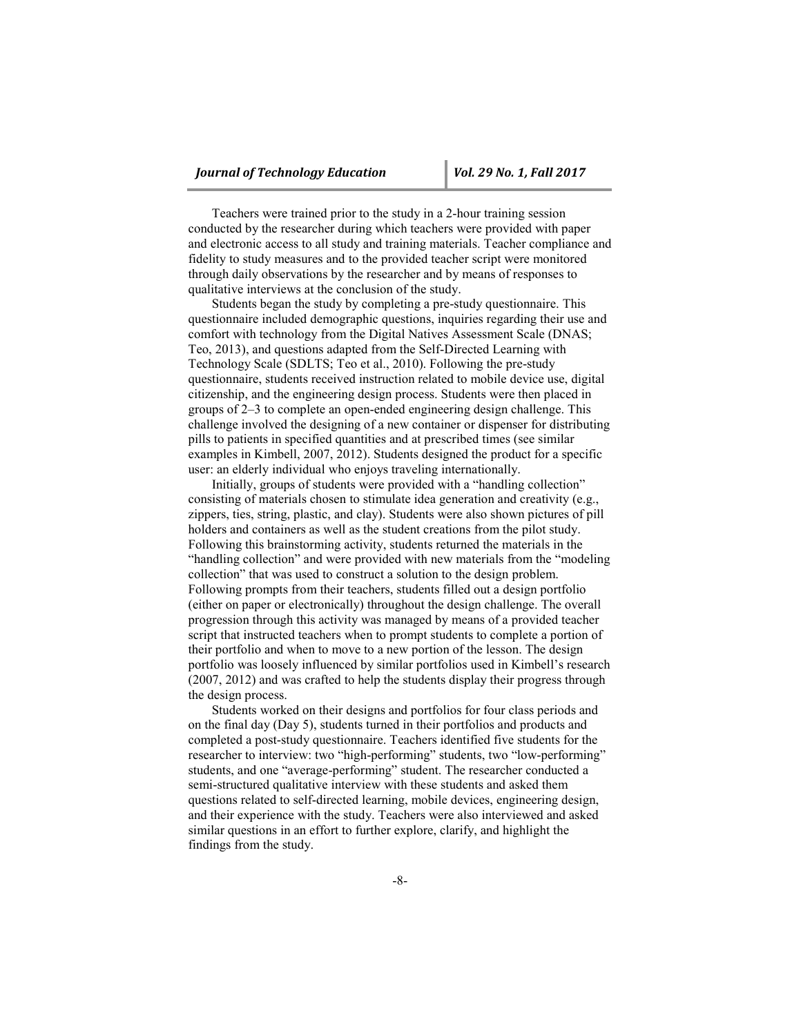Teachers were trained prior to the study in a 2-hour training session conducted by the researcher during which teachers were provided with paper and electronic access to all study and training materials. Teacher compliance and fidelity to study measures and to the provided teacher script were monitored through daily observations by the researcher and by means of responses to qualitative interviews at the conclusion of the study.

Students began the study by completing a pre-study questionnaire. This questionnaire included demographic questions, inquiries regarding their use and comfort with technology from the Digital Natives Assessment Scale (DNAS; Teo, 2013), and questions adapted from the Self-Directed Learning with Technology Scale (SDLTS; Teo et al., 2010). Following the pre-study questionnaire, students received instruction related to mobile device use, digital citizenship, and the engineering design process. Students were then placed in groups of 2–3 to complete an open-ended engineering design challenge. This challenge involved the designing of a new container or dispenser for distributing pills to patients in specified quantities and at prescribed times (see similar examples in Kimbell, 2007, 2012). Students designed the product for a specific user: an elderly individual who enjoys traveling internationally.

Initially, groups of students were provided with a "handling collection" consisting of materials chosen to stimulate idea generation and creativity (e.g., zippers, ties, string, plastic, and clay). Students were also shown pictures of pill holders and containers as well as the student creations from the pilot study. Following this brainstorming activity, students returned the materials in the "handling collection" and were provided with new materials from the "modeling collection" that was used to construct a solution to the design problem. Following prompts from their teachers, students filled out a design portfolio (either on paper or electronically) throughout the design challenge. The overall progression through this activity was managed by means of a provided teacher script that instructed teachers when to prompt students to complete a portion of their portfolio and when to move to a new portion of the lesson. The design portfolio was loosely influenced by similar portfolios used in Kimbell's research (2007, 2012) and was crafted to help the students display their progress through the design process.

Students worked on their designs and portfolios for four class periods and on the final day (Day 5), students turned in their portfolios and products and completed a post-study questionnaire. Teachers identified five students for the researcher to interview: two "high-performing" students, two "low-performing" students, and one "average-performing" student. The researcher conducted a semi-structured qualitative interview with these students and asked them questions related to self-directed learning, mobile devices, engineering design, and their experience with the study. Teachers were also interviewed and asked similar questions in an effort to further explore, clarify, and highlight the findings from the study.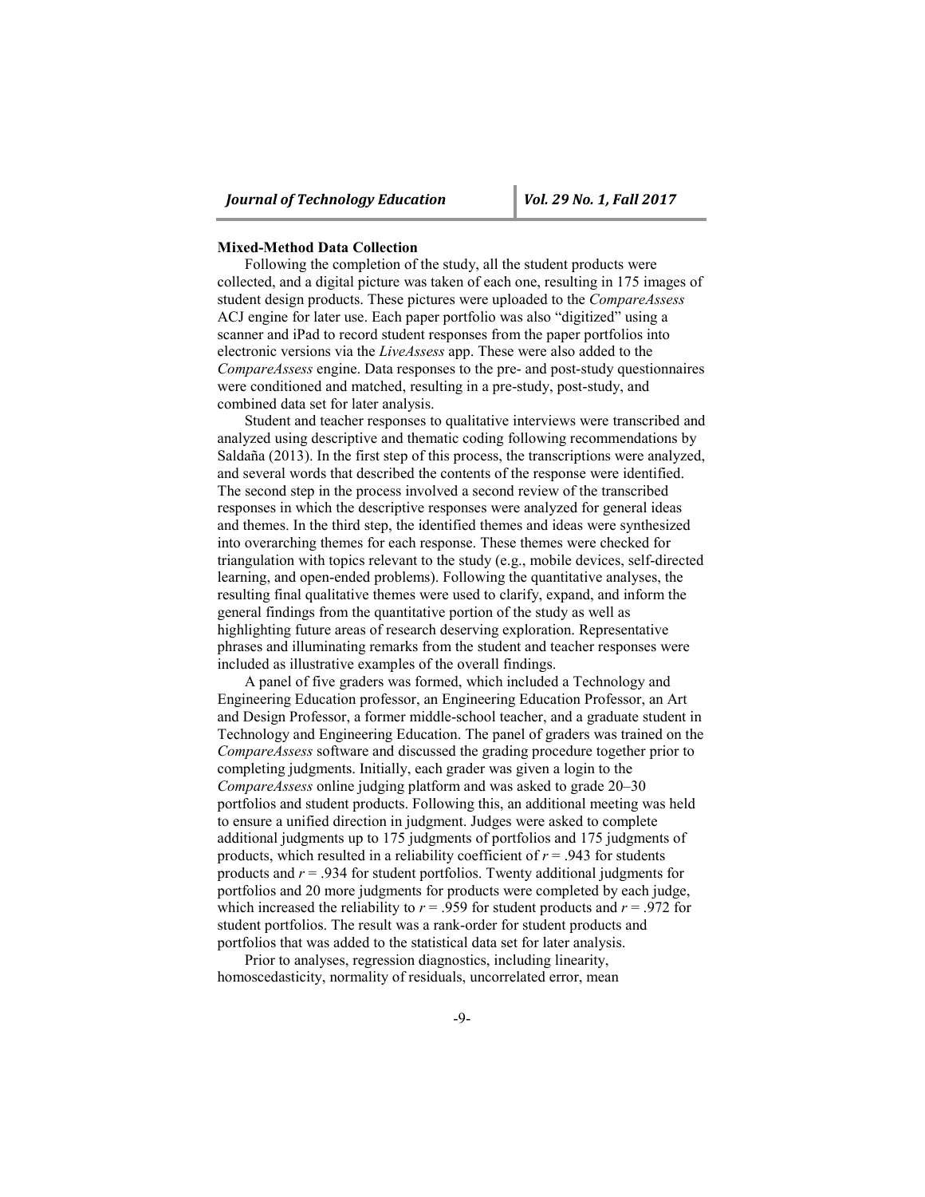**Mixed-Method Data Collection**

Following the completion of the study, all the student products were collected, and a digital picture was taken of each one, resulting in 175 images of student design products. These pictures were uploaded to the *CompareAssess* ACJ engine for later use. Each paper portfolio was also "digitized" using a scanner and iPad to record student responses from the paper portfolios into electronic versions via the *LiveAssess* app. These were also added to the *CompareAssess* engine. Data responses to the pre- and post-study questionnaires were conditioned and matched, resulting in a pre-study, post-study, and combined data set for later analysis.

Student and teacher responses to qualitative interviews were transcribed and analyzed using descriptive and thematic coding following recommendations by Saldaña (2013). In the first step of this process, the transcriptions were analyzed, and several words that described the contents of the response were identified. The second step in the process involved a second review of the transcribed responses in which the descriptive responses were analyzed for general ideas and themes. In the third step, the identified themes and ideas were synthesized into overarching themes for each response. These themes were checked for triangulation with topics relevant to the study (e.g., mobile devices, self-directed learning, and open-ended problems). Following the quantitative analyses, the resulting final qualitative themes were used to clarify, expand, and inform the general findings from the quantitative portion of the study as well as highlighting future areas of research deserving exploration. Representative phrases and illuminating remarks from the student and teacher responses were included as illustrative examples of the overall findings.

A panel of five graders was formed, which included a Technology and Engineering Education professor, an Engineering Education Professor, an Art and Design Professor, a former middle-school teacher, and a graduate student in Technology and Engineering Education. The panel of graders was trained on the *CompareAssess* software and discussed the grading procedure together prior to completing judgments. Initially, each grader was given a login to the *CompareAssess* online judging platform and was asked to grade 20–30 portfolios and student products. Following this, an additional meeting was held to ensure a unified direction in judgment. Judges were asked to complete additional judgments up to 175 judgments of portfolios and 175 judgments of products, which resulted in a reliability coefficient of $r = .943$ for students products and $r = .934$ for student portfolios. Twenty additional judgments for portfolios and 20 more judgments for products were completed by each judge, which increased the reliability to $r = .959$ for student products and $r = .972$ for student portfolios. The result was a rank-order for student products and portfolios that was added to the statistical data set for later analysis.

Prior to analyses, regression diagnostics, including linearity, homoscedasticity, normality of residuals, uncorrelated error, mean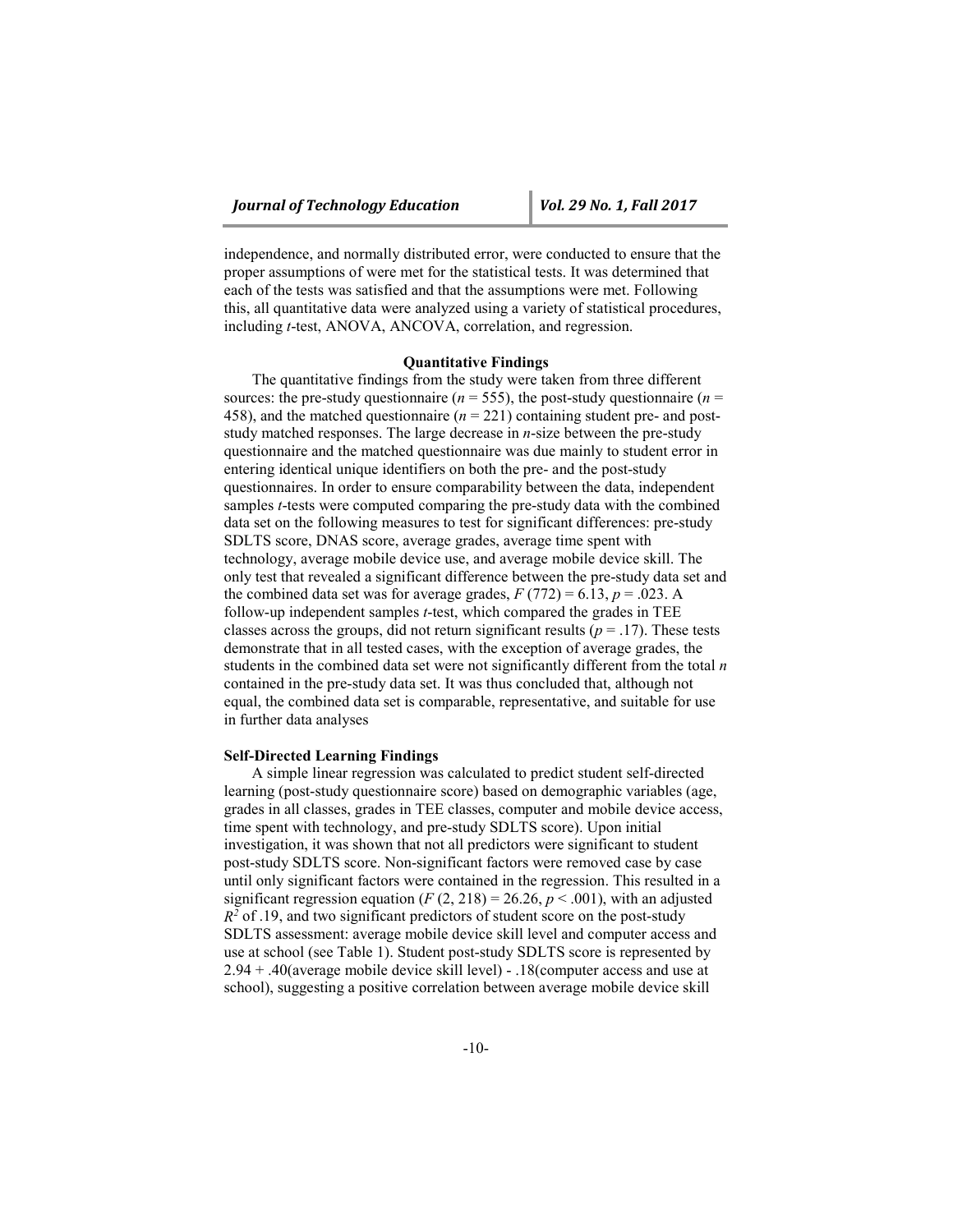independence, and normally distributed error, were conducted to ensure that the proper assumptions of were met for the statistical tests. It was determined that each of the tests was satisfied and that the assumptions were met. Following this, all quantitative data were analyzed using a variety of statistical procedures, including *t*-test, ANOVA, ANCOVA, correlation, and regression.

## Quantitative Findings

The quantitative findings from the study were taken from three different sources: the pre-study questionnaire ($n$ = 555), the post-study questionnaire ($n$ = 458), and the matched questionnaire ($n$ = 221) containing student pre- and post-study matched responses. The large decrease in $n$-size between the pre-study questionnaire and the matched questionnaire was due mainly to student error in entering identical unique identifiers on both the pre- and the post-study questionnaires. In order to ensure comparability between the data, independent samples *t*-tests were computed comparing the pre-study data with the combined data set on the following measures to test for significant differences: pre-study SDLTS score, DNAS score, average grades, average time spent with technology, average mobile device use, and average mobile device skill. The only test that revealed a significant difference between the pre-study data set and the combined data set was for average grades, $F$ (772) = 6.13, $p$ = .023. A follow-up independent samples *t*-test, which compared the grades in TEE classes across the groups, did not return significant results ($p$ = .17). These tests demonstrate that in all tested cases, with the exception of average grades, the students in the combined data set were not significantly different from the total $n$ contained in the pre-study data set. It was thus concluded that, although not equal, the combined data set is comparable, representative, and suitable for use in further data analyses

### Self-Directed Learning Findings

A simple linear regression was calculated to predict student self-directed learning (post-study questionnaire score) based on demographic variables (age, grades in all classes, grades in TEE classes, computer and mobile device access, time spent with technology, and pre-study SDLTS score). Upon initial investigation, it was shown that not all predictors were significant to student post-study SDLTS score. Non-significant factors were removed case by case until only significant factors were contained in the regression. This resulted in a significant regression equation ($F$ (2, 218) = 26.26, $p$ < .001), with an adjusted $R^2$ of .19, and two significant predictors of student score on the post-study SDLTS assessment: average mobile device skill level and computer access and use at school (see Table 1). Student post-study SDLTS score is represented by 2.94 + .40(average mobile device skill level) - .18(computer access and use at school), suggesting a positive correlation between average mobile device skill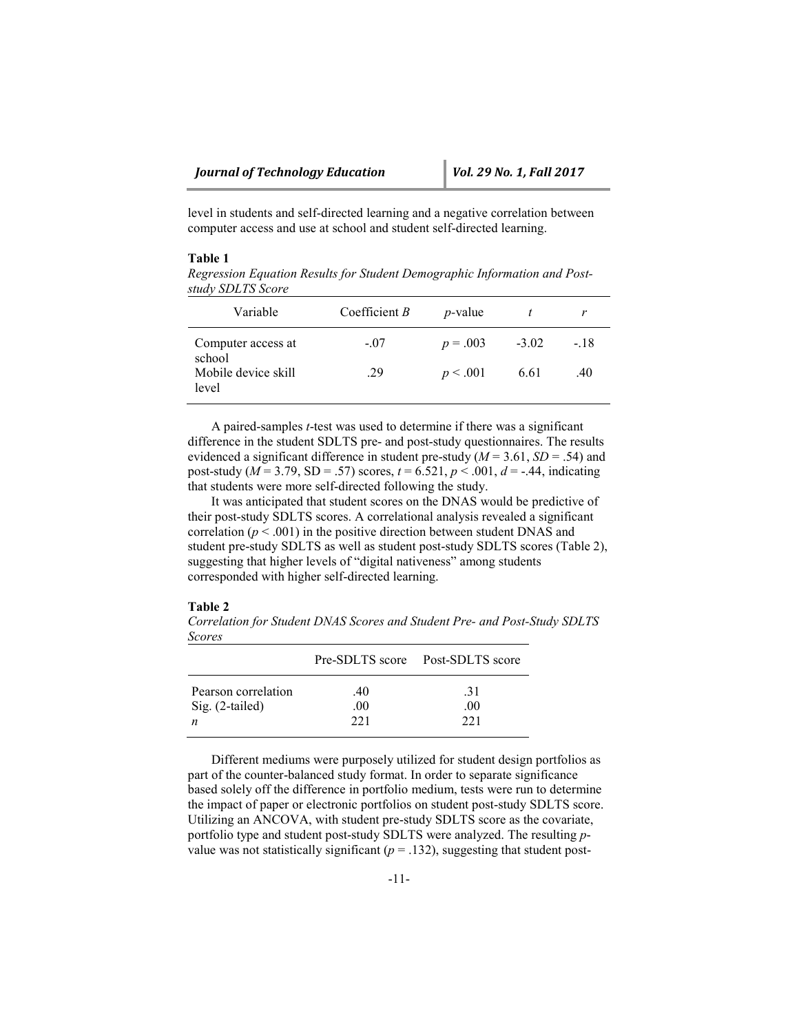level in students and self-directed learning and a negative correlation between computer access and use at school and student self-directed learning.

**Table 1**
*Regression Equation Results for Student Demographic Information and Post-study SDLTS Score*

| Variable | Coefficient *B* | *p*-value | *t* | *r* |
|---|---|---|---|---|
| Computer access at school | -.07 | $p = .003$ | -3.02 | -.18 |
| Mobile device skill level | .29 | $p < .001$ | 6.61 | .40 |

A paired-samples *t*-test was used to determine if there was a significant difference in the student SDLTS pre- and post-study questionnaires. The results evidenced a significant difference in student pre-study ($M = 3.61$, $SD = .54$) and post-study ($M = 3.79$, SD = .57) scores, $t = 6.521$, $p < .001$, $d = -.44$, indicating that students were more self-directed following the study.

It was anticipated that student scores on the DNAS would be predictive of their post-study SDLTS scores. A correlational analysis revealed a significant correlation ($p < .001$) in the positive direction between student DNAS and student pre-study SDLTS as well as student post-study SDLTS scores (Table 2), suggesting that higher levels of "digital nativeness" among students corresponded with higher self-directed learning.

**Table 2**
*Correlation for Student DNAS Scores and Student Pre- and Post-Study SDLTS Scores*

| | Pre-SDLTS score | Post-SDLTS score |
|---|---|---|
| Pearson correlation | .40 | .31 |
| Sig. (2-tailed) | .00 | .00 |
| *n* | 221 | 221 |

Different mediums were purposely utilized for student design portfolios as part of the counter-balanced study format. In order to separate significance based solely off the difference in portfolio medium, tests were run to determine the impact of paper or electronic portfolios on student post-study SDLTS score. Utilizing an ANCOVA, with student pre-study SDLTS score as the covariate, portfolio type and student post-study SDLTS were analyzed. The resulting *p*-value was not statistically significant ($p = .132$), suggesting that student post-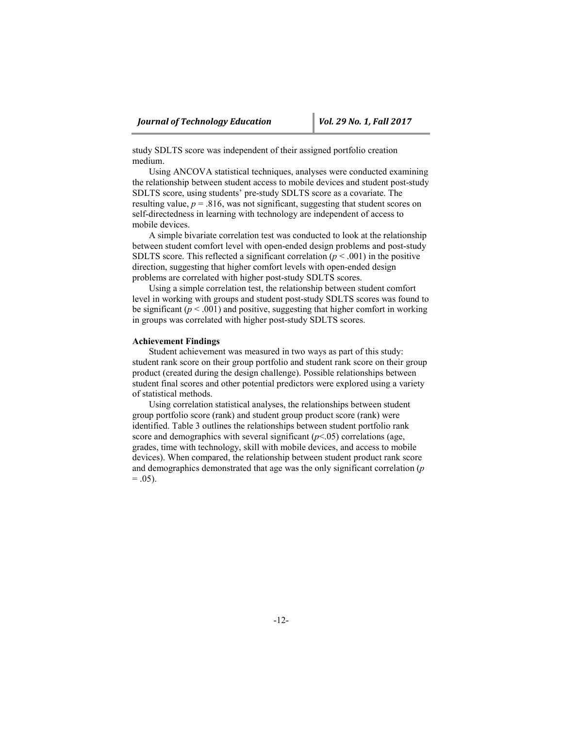study SDLTS score was independent of their assigned portfolio creation medium.

Using ANCOVA statistical techniques, analyses were conducted examining the relationship between student access to mobile devices and student post-study SDLTS score, using students' pre-study SDLTS score as a covariate. The resulting value, $p = .816$, was not significant, suggesting that student scores on self-directedness in learning with technology are independent of access to mobile devices.

A simple bivariate correlation test was conducted to look at the relationship between student comfort level with open-ended design problems and post-study SDLTS score. This reflected a significant correlation ($p < .001$) in the positive direction, suggesting that higher comfort levels with open-ended design problems are correlated with higher post-study SDLTS scores.

Using a simple correlation test, the relationship between student comfort level in working with groups and student post-study SDLTS scores was found to be significant ($p < .001$) and positive, suggesting that higher comfort in working in groups was correlated with higher post-study SDLTS scores.

**Achievement Findings**

Student achievement was measured in two ways as part of this study: student rank score on their group portfolio and student rank score on their group product (created during the design challenge). Possible relationships between student final scores and other potential predictors were explored using a variety of statistical methods.

Using correlation statistical analyses, the relationships between student group portfolio score (rank) and student group product score (rank) were identified. Table 3 outlines the relationships between student portfolio rank score and demographics with several significant ($p<.05$) correlations (age, grades, time with technology, skill with mobile devices, and access to mobile devices). When compared, the relationship between student product rank score and demographics demonstrated that age was the only significant correlation ($p = .05$).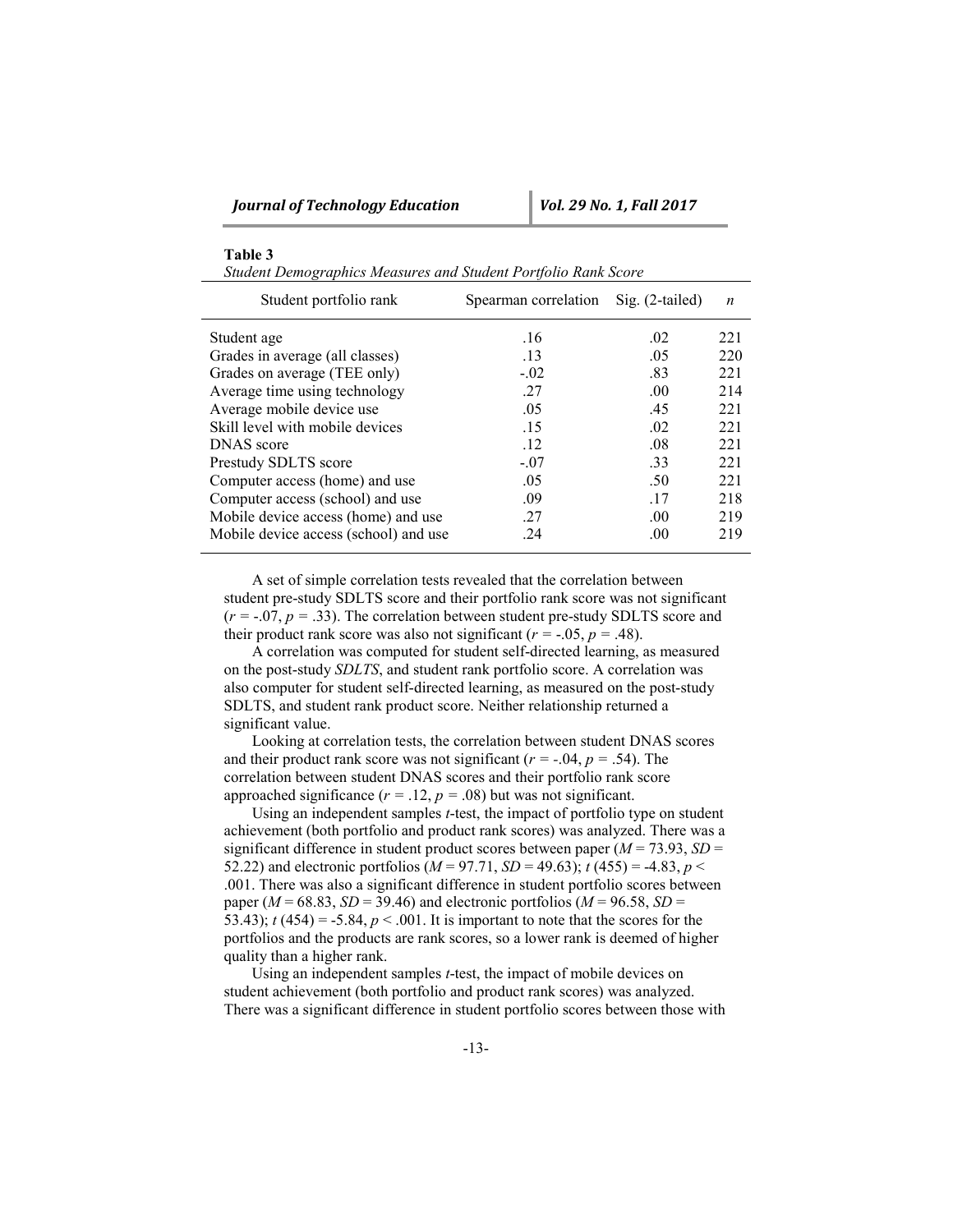**Table 3**

*Student Demographics Measures and Student Portfolio Rank Score*

| Student portfolio rank | Spearman correlation | Sig. (2-tailed) | *n* |
|---|---|---|---|
| Student age | .16 | .02 | 221 |
| Grades in average (all classes) | .13 | .05 | 220 |
| Grades on average (TEE only) | -.02 | .83 | 221 |
| Average time using technology | .27 | .00 | 214 |
| Average mobile device use | .05 | .45 | 221 |
| Skill level with mobile devices | .15 | .02 | 221 |
| DNAS score | .12 | .08 | 221 |
| Prestudy SDLTS score | -.07 | .33 | 221 |
| Computer access (home) and use | .05 | .50 | 221 |
| Computer access (school) and use | .09 | .17 | 218 |
| Mobile device access (home) and use | .27 | .00 | 219 |
| Mobile device access (school) and use | .24 | .00 | 219 |

A set of simple correlation tests revealed that the correlation between student pre-study SDLTS score and their portfolio rank score was not significant ($r$ = -.07, $p$ = .33). The correlation between student pre-study SDLTS score and their product rank score was also not significant ($r$ = -.05, $p$ = .48).

A correlation was computed for student self-directed learning, as measured on the post-study *SDLTS*, and student rank portfolio score. A correlation was also computer for student self-directed learning, as measured on the post-study SDLTS, and student rank product score. Neither relationship returned a significant value.

Looking at correlation tests, the correlation between student DNAS scores and their product rank score was not significant ($r$ = -.04, $p$ = .54). The correlation between student DNAS scores and their portfolio rank score approached significance ($r$ = .12, $p$ = .08) but was not significant.

Using an independent samples *t*-test, the impact of portfolio type on student achievement (both portfolio and product rank scores) was analyzed. There was a significant difference in student product scores between paper ($M$ = 73.93, $SD$ = 52.22) and electronic portfolios ($M$ = 97.71, $SD$ = 49.63); $t$ (455) = -4.83, $p$ < .001. There was also a significant difference in student portfolio scores between paper ($M$ = 68.83, $SD$ = 39.46) and electronic portfolios ($M$ = 96.58, $SD$ = 53.43); $t$ (454) = -5.84, $p$ < .001. It is important to note that the scores for the portfolios and the products are rank scores, so a lower rank is deemed of higher quality than a higher rank.

Using an independent samples *t*-test, the impact of mobile devices on student achievement (both portfolio and product rank scores) was analyzed. There was a significant difference in student portfolio scores between those with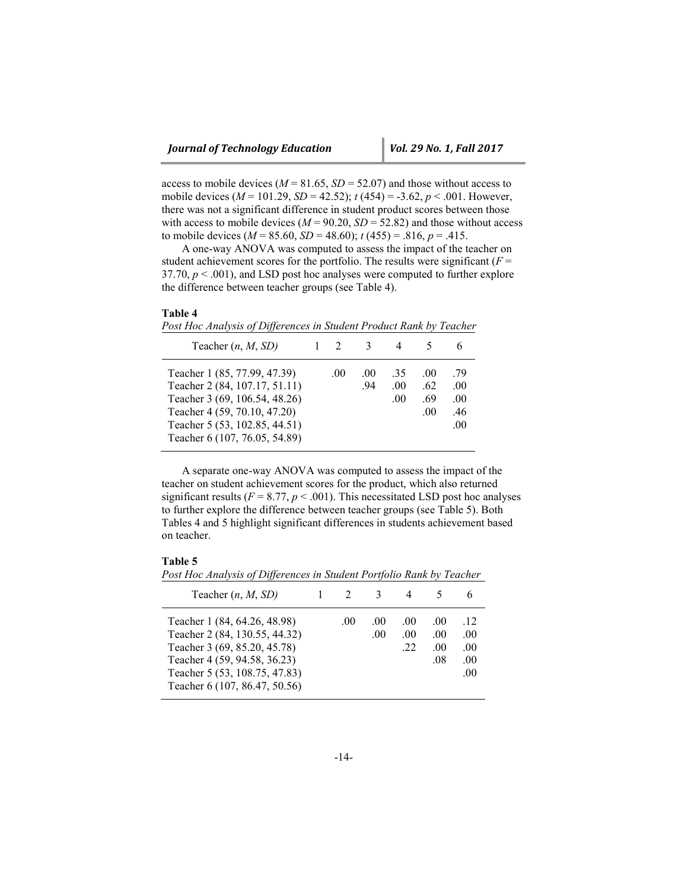access to mobile devices ($M$ = 81.65, $SD$ = 52.07) and those without access to mobile devices ($M$ = 101.29, $SD$ = 42.52); $t$ (454) = -3.62, $p$ < .001. However, there was not a significant difference in student product scores between those with access to mobile devices ($M$ = 90.20, $SD$ = 52.82) and those without access to mobile devices ($M$ = 85.60, $SD$ = 48.60); $t$ (455) = .816, $p$ = .415.

A one-way ANOVA was computed to assess the impact of the teacher on student achievement scores for the portfolio. The results were significant ($F$ = 37.70, $p$ < .001), and LSD post hoc analyses were computed to further explore the difference between teacher groups (see Table 4).

**Table 4**
*Post Hoc Analysis of Differences in Student Product Rank by Teacher*

| Teacher (*n*, *M*, *SD*) | 1 | 2 | 3 | 4 | 5 | 6 |
|---|---|---|---|---|---|---|
| Teacher 1 (85, 77.99, 47.39) | | .00 | .00 | .35 | .00 | .79 |
| Teacher 2 (84, 107.17, 51.11) | | | .94 | .00 | .62 | .00 |
| Teacher 3 (69, 106.54, 48.26) | | | | .00 | .69 | .00 |
| Teacher 4 (59, 70.10, 47.20) | | | | | .00 | .46 |
| Teacher 5 (53, 102.85, 44.51) | | | | | | .00 |
| Teacher 6 (107, 76.05, 54.89) | | | | | | |

A separate one-way ANOVA was computed to assess the impact of the teacher on student achievement scores for the product, which also returned significant results ($F$ = 8.77, $p$ < .001). This necessitated LSD post hoc analyses to further explore the difference between teacher groups (see Table 5). Both Tables 4 and 5 highlight significant differences in students achievement based on teacher.

**Table 5**
*Post Hoc Analysis of Differences in Student Portfolio Rank by Teacher*

| Teacher (*n*, *M*, *SD*) | 1 | 2 | 3 | 4 | 5 | 6 |
|---|---|---|---|---|---|---|
| Teacher 1 (84, 64.26, 48.98) | | .00 | .00 | .00 | .00 | .12 |
| Teacher 2 (84, 130.55, 44.32) | | | .00 | .00 | .00 | .00 |
| Teacher 3 (69, 85.20, 45.78) | | | | .22 | .00 | .00 |
| Teacher 4 (59, 94.58, 36.23) | | | | | .08 | .00 |
| Teacher 5 (53, 108.75, 47.83) | | | | | | .00 |
| Teacher 6 (107, 86.47, 50.56) | | | | | | |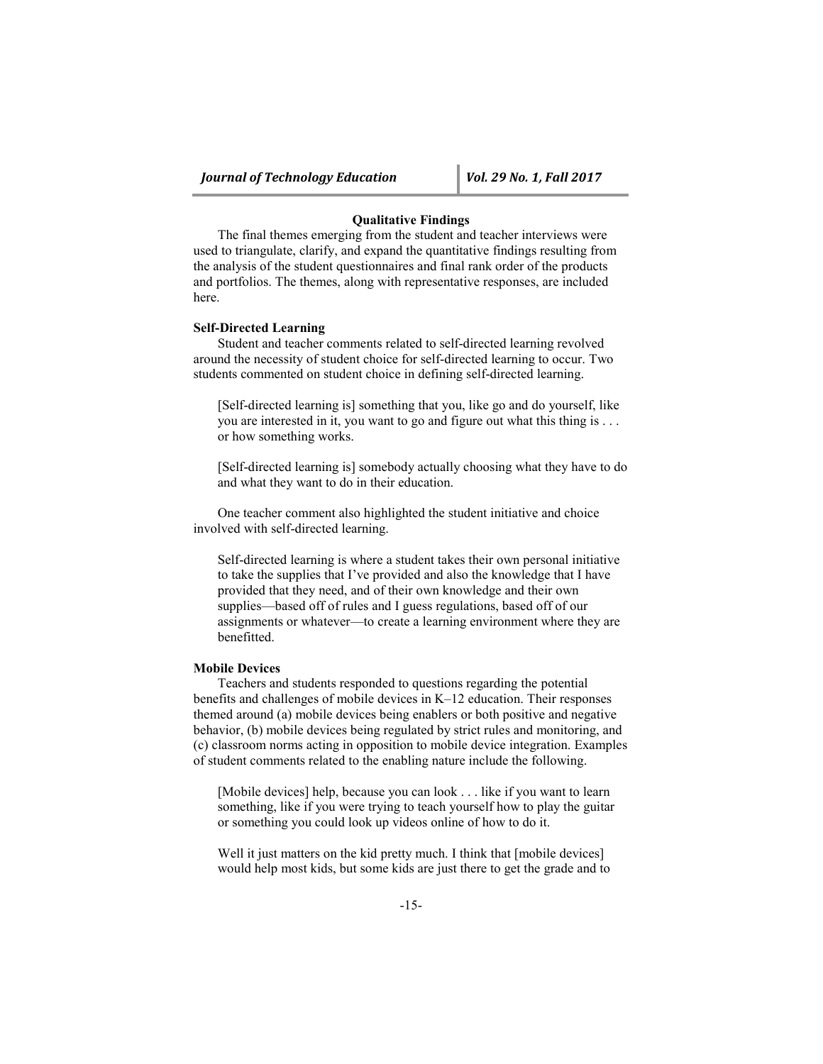### Qualitative Findings

The final themes emerging from the student and teacher interviews were used to triangulate, clarify, and expand the quantitative findings resulting from the analysis of the student questionnaires and final rank order of the products and portfolios. The themes, along with representative responses, are included here.

#### Self-Directed Learning

Student and teacher comments related to self-directed learning revolved around the necessity of student choice for self-directed learning to occur. Two students commented on student choice in defining self-directed learning.

> [Self-directed learning is] something that you, like go and do yourself, like you are interested in it, you want to go and figure out what this thing is . . . or how something works.

> [Self-directed learning is] somebody actually choosing what they have to do and what they want to do in their education.

One teacher comment also highlighted the student initiative and choice involved with self-directed learning.

> Self-directed learning is where a student takes their own personal initiative to take the supplies that I've provided and also the knowledge that I have provided that they need, and of their own knowledge and their own supplies—based off of rules and I guess regulations, based off of our assignments or whatever—to create a learning environment where they are benefitted.

#### Mobile Devices

Teachers and students responded to questions regarding the potential benefits and challenges of mobile devices in K–12 education. Their responses themed around (a) mobile devices being enablers or both positive and negative behavior, (b) mobile devices being regulated by strict rules and monitoring, and (c) classroom norms acting in opposition to mobile device integration. Examples of student comments related to the enabling nature include the following.

> [Mobile devices] help, because you can look . . . like if you want to learn something, like if you were trying to teach yourself how to play the guitar or something you could look up videos online of how to do it.

> Well it just matters on the kid pretty much. I think that [mobile devices] would help most kids, but some kids are just there to get the grade and to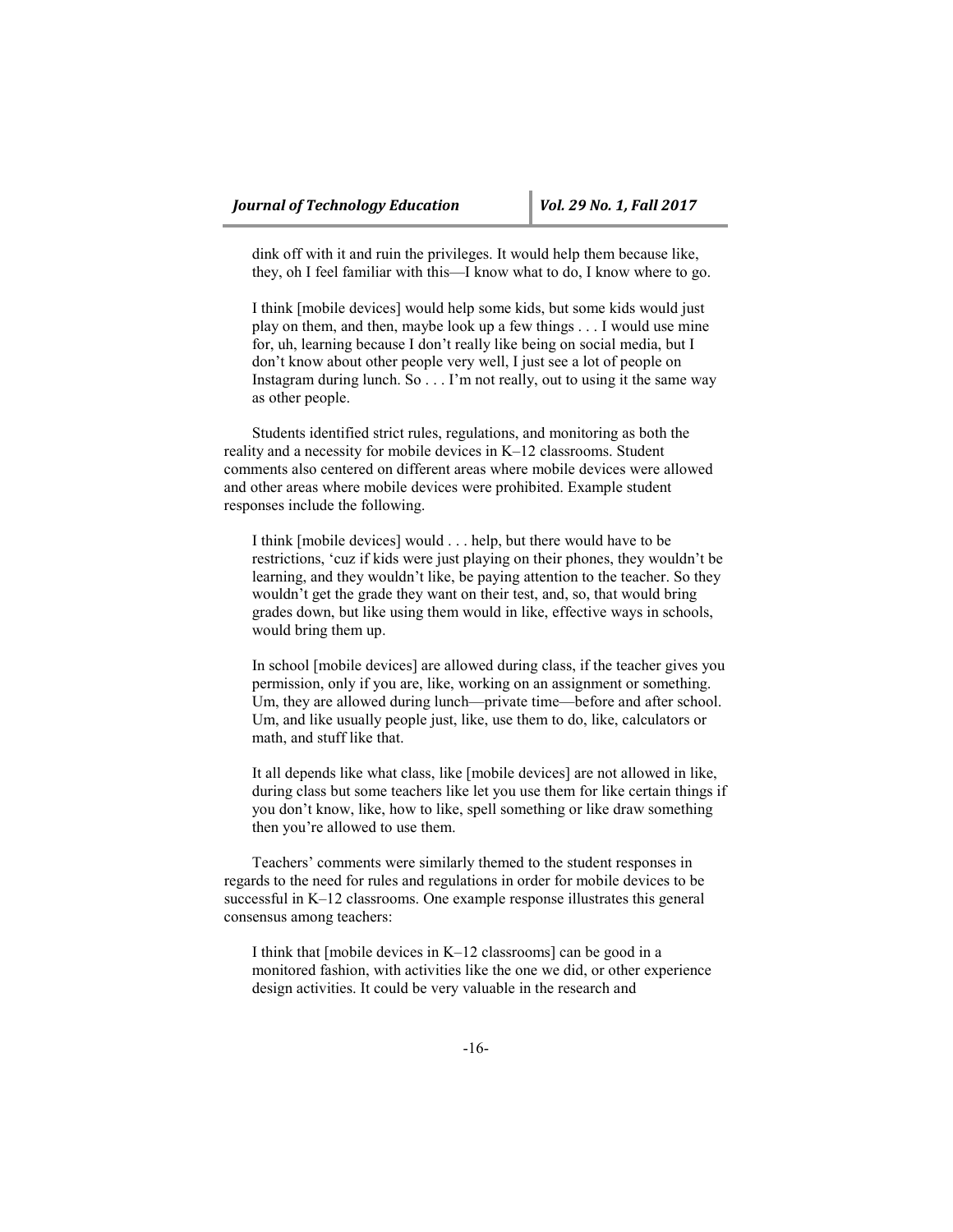> dink off with it and ruin the privileges. It would help them because like, they, oh I feel familiar with this—I know what to do, I know where to go.

> I think [mobile devices] would help some kids, but some kids would just play on them, and then, maybe look up a few things . . . I would use mine for, uh, learning because I don't really like being on social media, but I don't know about other people very well, I just see a lot of people on Instagram during lunch. So . . . I'm not really, out to using it the same way as other people.

Students identified strict rules, regulations, and monitoring as both the reality and a necessity for mobile devices in K–12 classrooms. Student comments also centered on different areas where mobile devices were allowed and other areas where mobile devices were prohibited. Example student responses include the following.

> I think [mobile devices] would . . . help, but there would have to be restrictions, 'cuz if kids were just playing on their phones, they wouldn't be learning, and they wouldn't like, be paying attention to the teacher. So they wouldn't get the grade they want on their test, and, so, that would bring grades down, but like using them would in like, effective ways in schools, would bring them up.

> In school [mobile devices] are allowed during class, if the teacher gives you permission, only if you are, like, working on an assignment or something. Um, they are allowed during lunch—private time—before and after school. Um, and like usually people just, like, use them to do, like, calculators or math, and stuff like that.

> It all depends like what class, like [mobile devices] are not allowed in like, during class but some teachers like let you use them for like certain things if you don't know, like, how to like, spell something or like draw something then you're allowed to use them.

Teachers' comments were similarly themed to the student responses in regards to the need for rules and regulations in order for mobile devices to be successful in K–12 classrooms. One example response illustrates this general consensus among teachers:

> I think that [mobile devices in K–12 classrooms] can be good in a monitored fashion, with activities like the one we did, or other experience design activities. It could be very valuable in the research and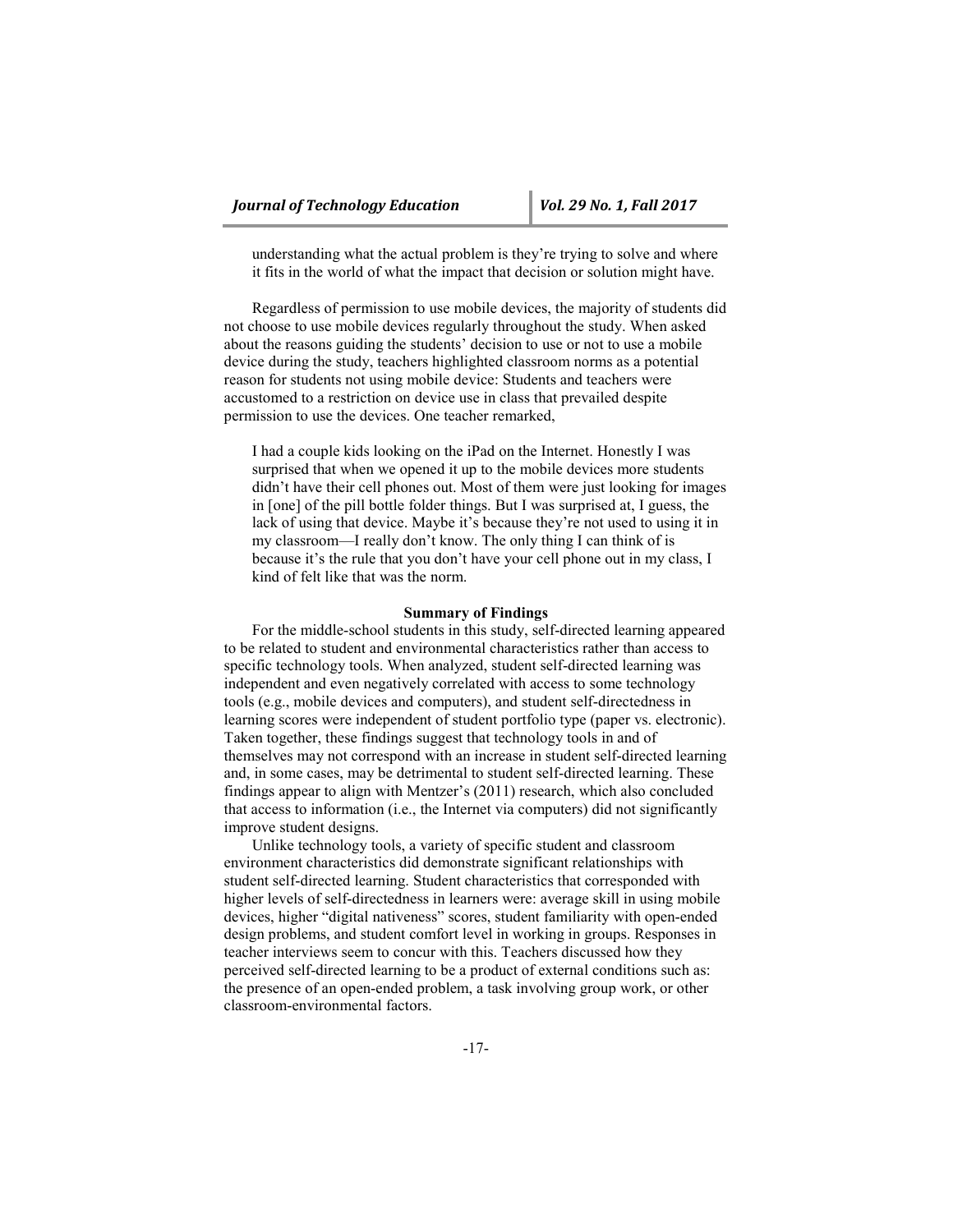> understanding what the actual problem is they're trying to solve and where it fits in the world of what the impact that decision or solution might have.

Regardless of permission to use mobile devices, the majority of students did not choose to use mobile devices regularly throughout the study. When asked about the reasons guiding the students' decision to use or not to use a mobile device during the study, teachers highlighted classroom norms as a potential reason for students not using mobile device: Students and teachers were accustomed to a restriction on device use in class that prevailed despite permission to use the devices. One teacher remarked,

> I had a couple kids looking on the iPad on the Internet. Honestly I was surprised that when we opened it up to the mobile devices more students didn't have their cell phones out. Most of them were just looking for images in [one] of the pill bottle folder things. But I was surprised at, I guess, the lack of using that device. Maybe it's because they're not used to using it in my classroom—I really don't know. The only thing I can think of is because it's the rule that you don't have your cell phone out in my class, I kind of felt like that was the norm.

## Summary of Findings

For the middle-school students in this study, self-directed learning appeared to be related to student and environmental characteristics rather than access to specific technology tools. When analyzed, student self-directed learning was independent and even negatively correlated with access to some technology tools (e.g., mobile devices and computers), and student self-directedness in learning scores were independent of student portfolio type (paper vs. electronic). Taken together, these findings suggest that technology tools in and of themselves may not correspond with an increase in student self-directed learning and, in some cases, may be detrimental to student self-directed learning. These findings appear to align with Mentzer's (2011) research, which also concluded that access to information (i.e., the Internet via computers) did not significantly improve student designs.

Unlike technology tools, a variety of specific student and classroom environment characteristics did demonstrate significant relationships with student self-directed learning. Student characteristics that corresponded with higher levels of self-directedness in learners were: average skill in using mobile devices, higher "digital nativeness" scores, student familiarity with open-ended design problems, and student comfort level in working in groups. Responses in teacher interviews seem to concur with this. Teachers discussed how they perceived self-directed learning to be a product of external conditions such as: the presence of an open-ended problem, a task involving group work, or other classroom-environmental factors.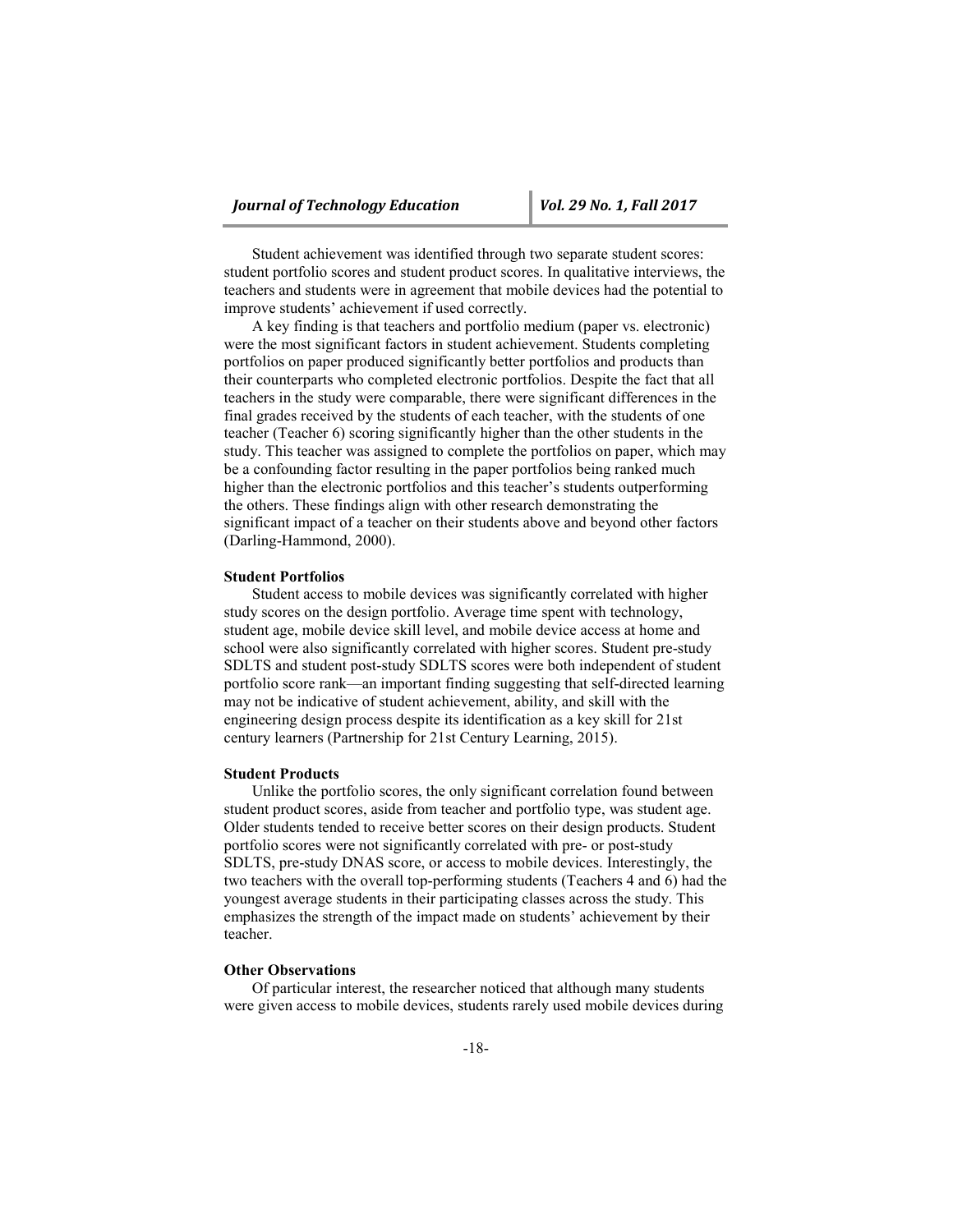Student achievement was identified through two separate student scores: student portfolio scores and student product scores. In qualitative interviews, the teachers and students were in agreement that mobile devices had the potential to improve students' achievement if used correctly.

A key finding is that teachers and portfolio medium (paper vs. electronic) were the most significant factors in student achievement. Students completing portfolios on paper produced significantly better portfolios and products than their counterparts who completed electronic portfolios. Despite the fact that all teachers in the study were comparable, there were significant differences in the final grades received by the students of each teacher, with the students of one teacher (Teacher 6) scoring significantly higher than the other students in the study. This teacher was assigned to complete the portfolios on paper, which may be a confounding factor resulting in the paper portfolios being ranked much higher than the electronic portfolios and this teacher's students outperforming the others. These findings align with other research demonstrating the significant impact of a teacher on their students above and beyond other factors (Darling-Hammond, 2000).

**Student Portfolios**

Student access to mobile devices was significantly correlated with higher study scores on the design portfolio. Average time spent with technology, student age, mobile device skill level, and mobile device access at home and school were also significantly correlated with higher scores. Student pre-study SDLTS and student post-study SDLTS scores were both independent of student portfolio score rank—an important finding suggesting that self-directed learning may not be indicative of student achievement, ability, and skill with the engineering design process despite its identification as a key skill for 21st century learners (Partnership for 21st Century Learning, 2015).

**Student Products**

Unlike the portfolio scores, the only significant correlation found between student product scores, aside from teacher and portfolio type, was student age. Older students tended to receive better scores on their design products. Student portfolio scores were not significantly correlated with pre- or post-study SDLTS, pre-study DNAS score, or access to mobile devices. Interestingly, the two teachers with the overall top-performing students (Teachers 4 and 6) had the youngest average students in their participating classes across the study. This emphasizes the strength of the impact made on students' achievement by their teacher.

**Other Observations**

Of particular interest, the researcher noticed that although many students were given access to mobile devices, students rarely used mobile devices during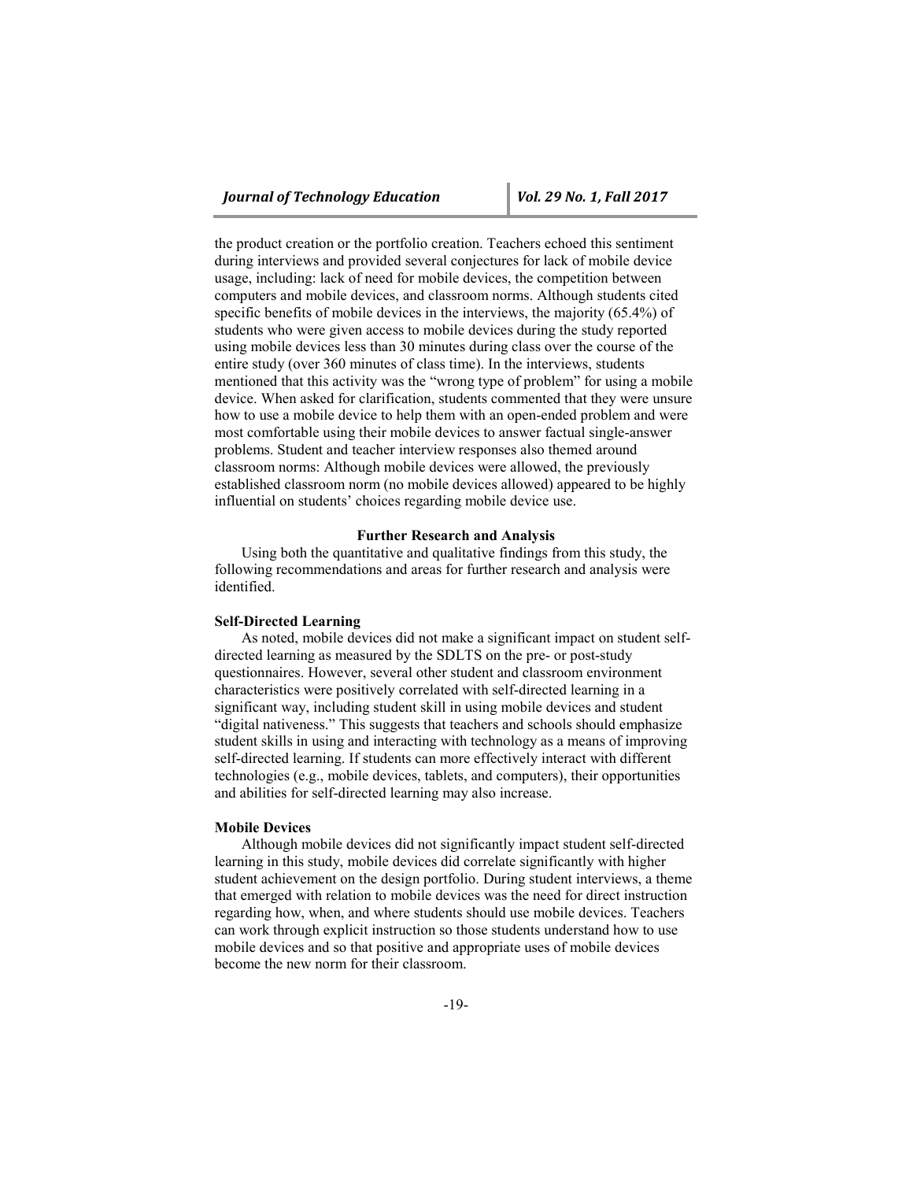the product creation or the portfolio creation. Teachers echoed this sentiment during interviews and provided several conjectures for lack of mobile device usage, including: lack of need for mobile devices, the competition between computers and mobile devices, and classroom norms. Although students cited specific benefits of mobile devices in the interviews, the majority (65.4%) of students who were given access to mobile devices during the study reported using mobile devices less than 30 minutes during class over the course of the entire study (over 360 minutes of class time). In the interviews, students mentioned that this activity was the "wrong type of problem" for using a mobile device. When asked for clarification, students commented that they were unsure how to use a mobile device to help them with an open-ended problem and were most comfortable using their mobile devices to answer factual single-answer problems. Student and teacher interview responses also themed around classroom norms: Although mobile devices were allowed, the previously established classroom norm (no mobile devices allowed) appeared to be highly influential on students' choices regarding mobile device use.

## Further Research and Analysis

Using both the quantitative and qualitative findings from this study, the following recommendations and areas for further research and analysis were identified.

### Self-Directed Learning

As noted, mobile devices did not make a significant impact on student self-directed learning as measured by the SDLTS on the pre- or post-study questionnaires. However, several other student and classroom environment characteristics were positively correlated with self-directed learning in a significant way, including student skill in using mobile devices and student "digital nativeness." This suggests that teachers and schools should emphasize student skills in using and interacting with technology as a means of improving self-directed learning. If students can more effectively interact with different technologies (e.g., mobile devices, tablets, and computers), their opportunities and abilities for self-directed learning may also increase.

### Mobile Devices

Although mobile devices did not significantly impact student self-directed learning in this study, mobile devices did correlate significantly with higher student achievement on the design portfolio. During student interviews, a theme that emerged with relation to mobile devices was the need for direct instruction regarding how, when, and where students should use mobile devices. Teachers can work through explicit instruction so those students understand how to use mobile devices and so that positive and appropriate uses of mobile devices become the new norm for their classroom.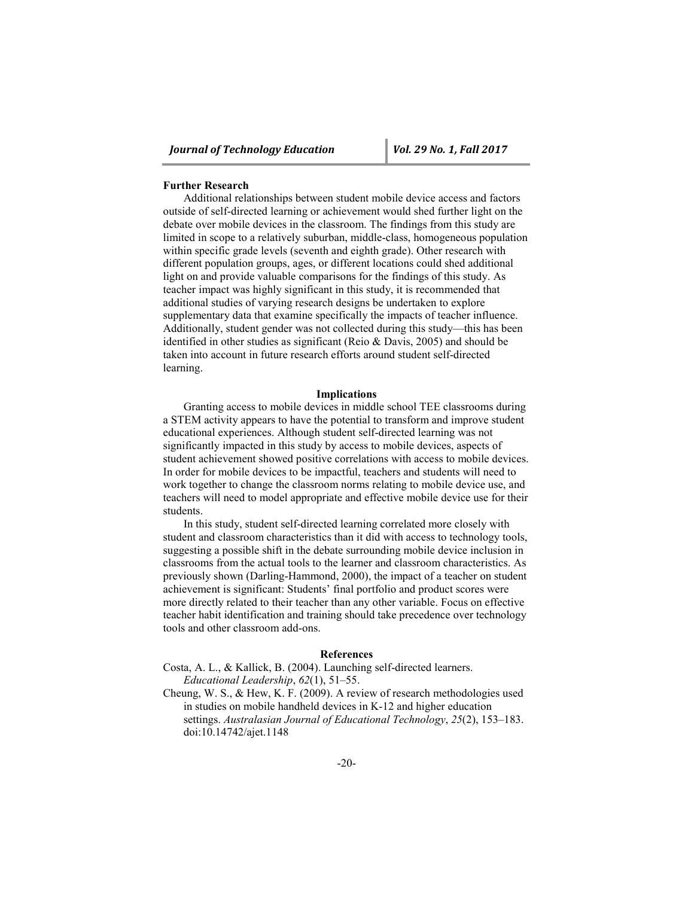### Further Research

Additional relationships between student mobile device access and factors outside of self-directed learning or achievement would shed further light on the debate over mobile devices in the classroom. The findings from this study are limited in scope to a relatively suburban, middle-class, homogeneous population within specific grade levels (seventh and eighth grade). Other research with different population groups, ages, or different locations could shed additional light on and provide valuable comparisons for the findings of this study. As teacher impact was highly significant in this study, it is recommended that additional studies of varying research designs be undertaken to explore supplementary data that examine specifically the impacts of teacher influence. Additionally, student gender was not collected during this study—this has been identified in other studies as significant (Reio & Davis, 2005) and should be taken into account in future research efforts around student self-directed learning.

## Implications

Granting access to mobile devices in middle school TEE classrooms during a STEM activity appears to have the potential to transform and improve student educational experiences. Although student self-directed learning was not significantly impacted in this study by access to mobile devices, aspects of student achievement showed positive correlations with access to mobile devices. In order for mobile devices to be impactful, teachers and students will need to work together to change the classroom norms relating to mobile device use, and teachers will need to model appropriate and effective mobile device use for their students.

In this study, student self-directed learning correlated more closely with student and classroom characteristics than it did with access to technology tools, suggesting a possible shift in the debate surrounding mobile device inclusion in classrooms from the actual tools to the learner and classroom characteristics. As previously shown (Darling-Hammond, 2000), the impact of a teacher on student achievement is significant: Students' final portfolio and product scores were more directly related to their teacher than any other variable. Focus on effective teacher habit identification and training should take precedence over technology tools and other classroom add-ons.

## References

Costa, A. L., & Kallick, B. (2004). Launching self-directed learners. *Educational Leadership*, *62*(1), 51–55.

Cheung, W. S., & Hew, K. F. (2009). A review of research methodologies used in studies on mobile handheld devices in K-12 and higher education settings. *Australasian Journal of Educational Technology*, *25*(2), 153–183. doi:10.14742/ajet.1148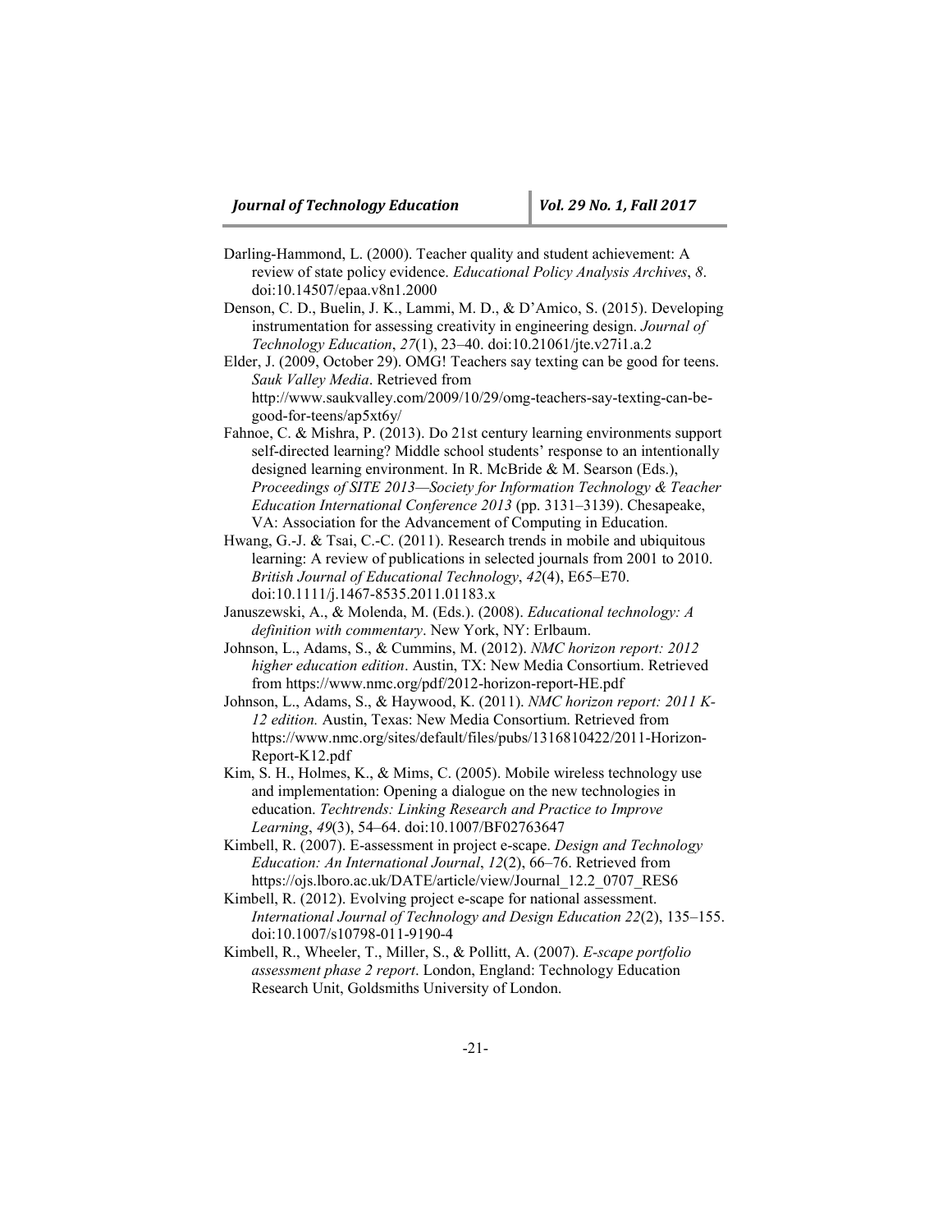Darling-Hammond, L. (2000). Teacher quality and student achievement: A review of state policy evidence. *Educational Policy Analysis Archives*, *8*. doi:10.14507/epaa.v8n1.2000

Denson, C. D., Buelin, J. K., Lammi, M. D., & D'Amico, S. (2015). Developing instrumentation for assessing creativity in engineering design. *Journal of Technology Education*, *27*(1), 23–40. doi:10.21061/jte.v27i1.a.2

Elder, J. (2009, October 29). OMG! Teachers say texting can be good for teens. *Sauk Valley Media*. Retrieved from http://www.saukvalley.com/2009/10/29/omg-teachers-say-texting-can-be-good-for-teens/ap5xt6y/

Fahnoe, C. & Mishra, P. (2013). Do 21st century learning environments support self-directed learning? Middle school students' response to an intentionally designed learning environment. In R. McBride & M. Searson (Eds.), *Proceedings of SITE 2013—Society for Information Technology & Teacher Education International Conference 2013* (pp. 3131–3139). Chesapeake, VA: Association for the Advancement of Computing in Education.

Hwang, G.-J. & Tsai, C.-C. (2011). Research trends in mobile and ubiquitous learning: A review of publications in selected journals from 2001 to 2010. *British Journal of Educational Technology*, *42*(4), E65–E70. doi:10.1111/j.1467-8535.2011.01183.x

Januszewski, A., & Molenda, M. (Eds.). (2008). *Educational technology: A definition with commentary*. New York, NY: Erlbaum.

Johnson, L., Adams, S., & Cummins, M. (2012). *NMC horizon report: 2012 higher education edition*. Austin, TX: New Media Consortium. Retrieved from https://www.nmc.org/pdf/2012-horizon-report-HE.pdf

Johnson, L., Adams, S., & Haywood, K. (2011). *NMC horizon report: 2011 K-12 edition.* Austin, Texas: New Media Consortium. Retrieved from https://www.nmc.org/sites/default/files/pubs/1316810422/2011-Horizon-Report-K12.pdf

Kim, S. H., Holmes, K., & Mims, C. (2005). Mobile wireless technology use and implementation: Opening a dialogue on the new technologies in education. *Techtrends: Linking Research and Practice to Improve Learning*, *49*(3), 54–64. doi:10.1007/BF02763647

Kimbell, R. (2007). E-assessment in project e-scape. *Design and Technology Education: An International Journal*, *12*(2), 66–76. Retrieved from https://ojs.lboro.ac.uk/DATE/article/view/Journal_12.2_0707_RES6

Kimbell, R. (2012). Evolving project e-scape for national assessment. *International Journal of Technology and Design Education 22*(2), 135–155. doi:10.1007/s10798-011-9190-4

Kimbell, R., Wheeler, T., Miller, S., & Pollitt, A. (2007). *E-scape portfolio assessment phase 2 report*. London, England: Technology Education Research Unit, Goldsmiths University of London.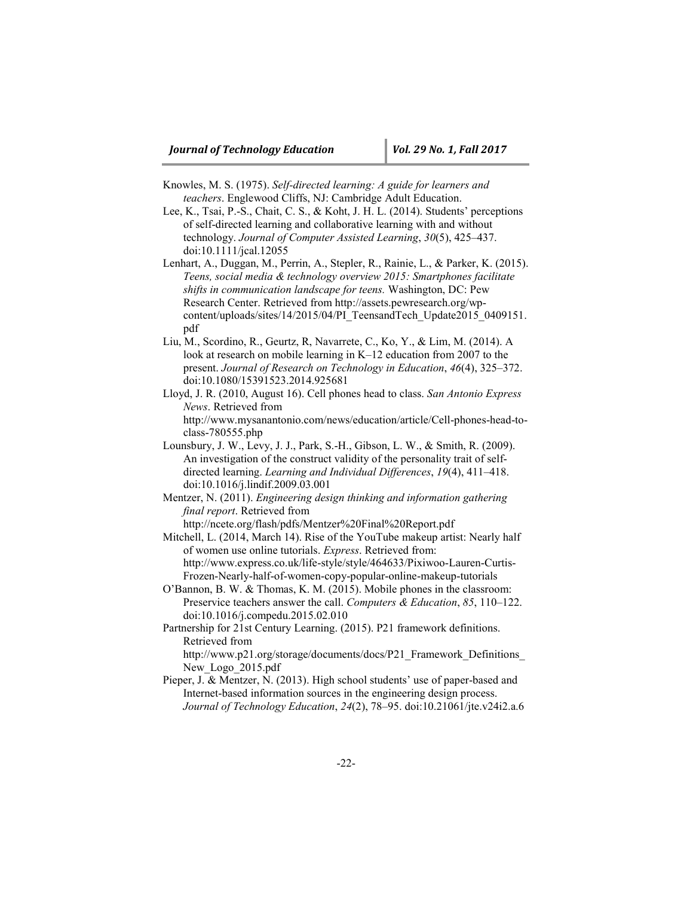Knowles, M. S. (1975). *Self-directed learning: A guide for learners and teachers*. Englewood Cliffs, NJ: Cambridge Adult Education.

Lee, K., Tsai, P.-S., Chait, C. S., & Koht, J. H. L. (2014). Students' perceptions of self-directed learning and collaborative learning with and without technology. *Journal of Computer Assisted Learning*, *30*(5), 425–437. doi:10.1111/jcal.12055

Lenhart, A., Duggan, M., Perrin, A., Stepler, R., Rainie, L., & Parker, K. (2015). *Teens, social media & technology overview 2015: Smartphones facilitate shifts in communication landscape for teens.* Washington, DC: Pew Research Center. Retrieved from http://assets.pewresearch.org/wp-content/uploads/sites/14/2015/04/PI_TeensandTech_Update2015_0409151.pdf

Liu, M., Scordino, R., Geurtz, R, Navarrete, C., Ko, Y., & Lim, M. (2014). A look at research on mobile learning in K–12 education from 2007 to the present. *Journal of Research on Technology in Education*, *46*(4), 325–372. doi:10.1080/15391523.2014.925681

Lloyd, J. R. (2010, August 16). Cell phones head to class. *San Antonio Express News*. Retrieved from http://www.mysanantonio.com/news/education/article/Cell-phones-head-to-class-780555.php

Lounsbury, J. W., Levy, J. J., Park, S.-H., Gibson, L. W., & Smith, R. (2009). An investigation of the construct validity of the personality trait of self-directed learning. *Learning and Individual Differences*, *19*(4), 411–418. doi:10.1016/j.lindif.2009.03.001

Mentzer, N. (2011). *Engineering design thinking and information gathering final report*. Retrieved from http://ncete.org/flash/pdfs/Mentzer%20Final%20Report.pdf

Mitchell, L. (2014, March 14). Rise of the YouTube makeup artist: Nearly half of women use online tutorials. *Express*. Retrieved from: http://www.express.co.uk/life-style/style/464633/Pixiwoo-Lauren-Curtis-Frozen-Nearly-half-of-women-copy-popular-online-makeup-tutorials

O'Bannon, B. W. & Thomas, K. M. (2015). Mobile phones in the classroom: Preservice teachers answer the call. *Computers & Education*, *85*, 110–122. doi:10.1016/j.compedu.2015.02.010

Partnership for 21st Century Learning. (2015). P21 framework definitions. Retrieved from http://www.p21.org/storage/documents/docs/P21_Framework_Definitions_New_Logo_2015.pdf

Pieper, J. & Mentzer, N. (2013). High school students' use of paper-based and Internet-based information sources in the engineering design process. *Journal of Technology Education*, *24*(2), 78–95. doi:10.21061/jte.v24i2.a.6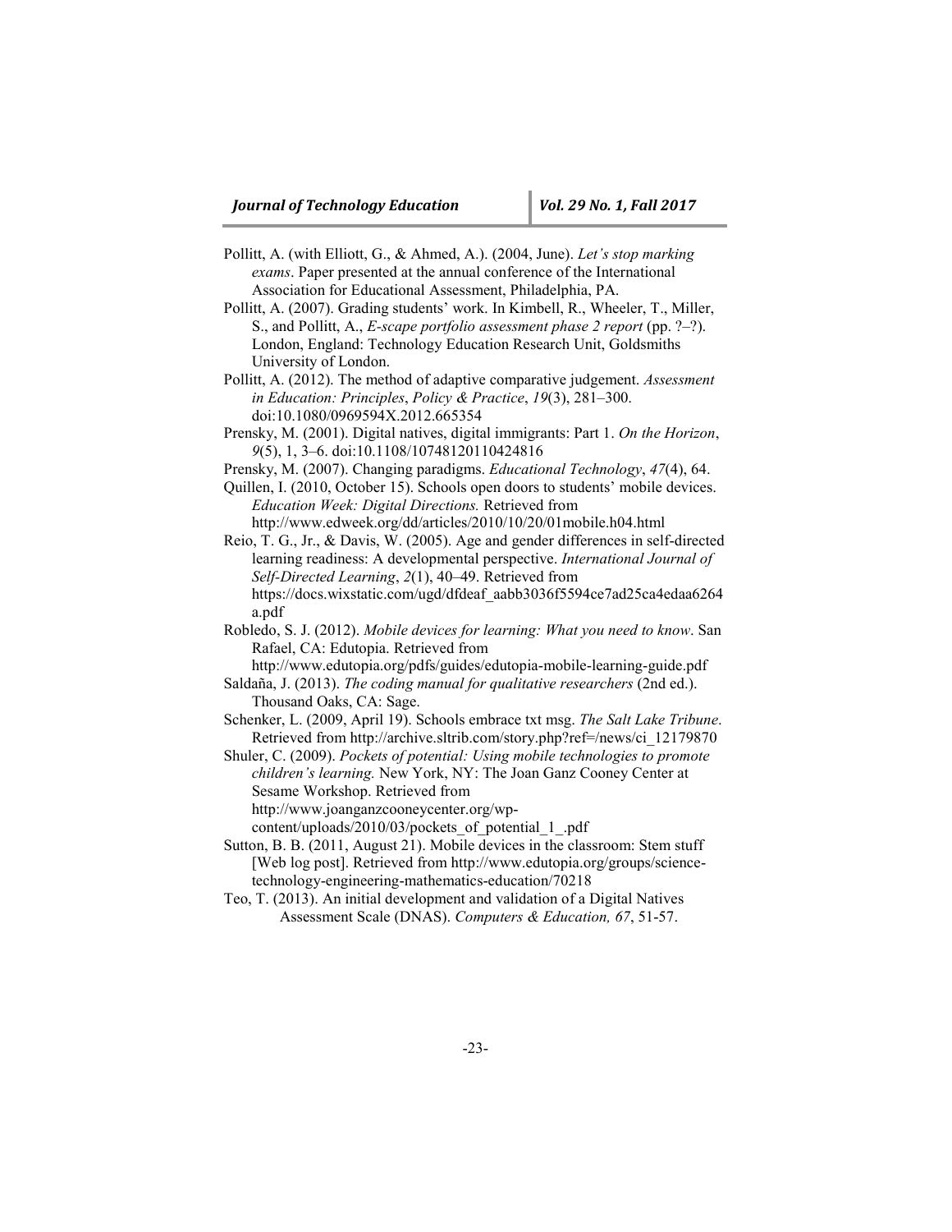Pollitt, A. (with Elliott, G., & Ahmed, A.). (2004, June). *Let's stop marking exams*. Paper presented at the annual conference of the International Association for Educational Assessment, Philadelphia, PA.

Pollitt, A. (2007). Grading students' work. In Kimbell, R., Wheeler, T., Miller, S., and Pollitt, A., *E-scape portfolio assessment phase 2 report* (pp. ?–?). London, England: Technology Education Research Unit, Goldsmiths University of London.

Pollitt, A. (2012). The method of adaptive comparative judgement. *Assessment in Education: Principles, Policy & Practice*, *19*(3), 281–300. doi:10.1080/0969594X.2012.665354

Prensky, M. (2001). Digital natives, digital immigrants: Part 1. *On the Horizon*, *9*(5), 1, 3–6. doi:10.1108/10748120110424816

Prensky, M. (2007). Changing paradigms. *Educational Technology*, *47*(4), 64.

Quillen, I. (2010, October 15). Schools open doors to students' mobile devices. *Education Week: Digital Directions.* Retrieved from http://www.edweek.org/dd/articles/2010/10/20/01mobile.h04.html

Reio, T. G., Jr., & Davis, W. (2005). Age and gender differences in self-directed learning readiness: A developmental perspective. *International Journal of Self-Directed Learning*, *2*(1), 40–49. Retrieved from https://docs.wixstatic.com/ugd/dfdeaf_aabb3036f5594ce7ad25ca4edaa6264a.pdf

Robledo, S. J. (2012). *Mobile devices for learning: What you need to know*. San Rafael, CA: Edutopia. Retrieved from http://www.edutopia.org/pdfs/guides/edutopia-mobile-learning-guide.pdf

Saldaña, J. (2013). *The coding manual for qualitative researchers* (2nd ed.). Thousand Oaks, CA: Sage.

Schenker, L. (2009, April 19). Schools embrace txt msg. *The Salt Lake Tribune*. Retrieved from http://archive.sltrib.com/story.php?ref=/news/ci_12179870

Shuler, C. (2009). *Pockets of potential: Using mobile technologies to promote children's learning.* New York, NY: The Joan Ganz Cooney Center at Sesame Workshop. Retrieved from http://www.joanganzcooneycenter.org/wp-content/uploads/2010/03/pockets_of_potential_1_.pdf

Sutton, B. B. (2011, August 21). Mobile devices in the classroom: Stem stuff [Web log post]. Retrieved from http://www.edutopia.org/groups/science-technology-engineering-mathematics-education/70218

Teo, T. (2013). An initial development and validation of a Digital Natives Assessment Scale (DNAS). *Computers & Education, 67*, 51-57.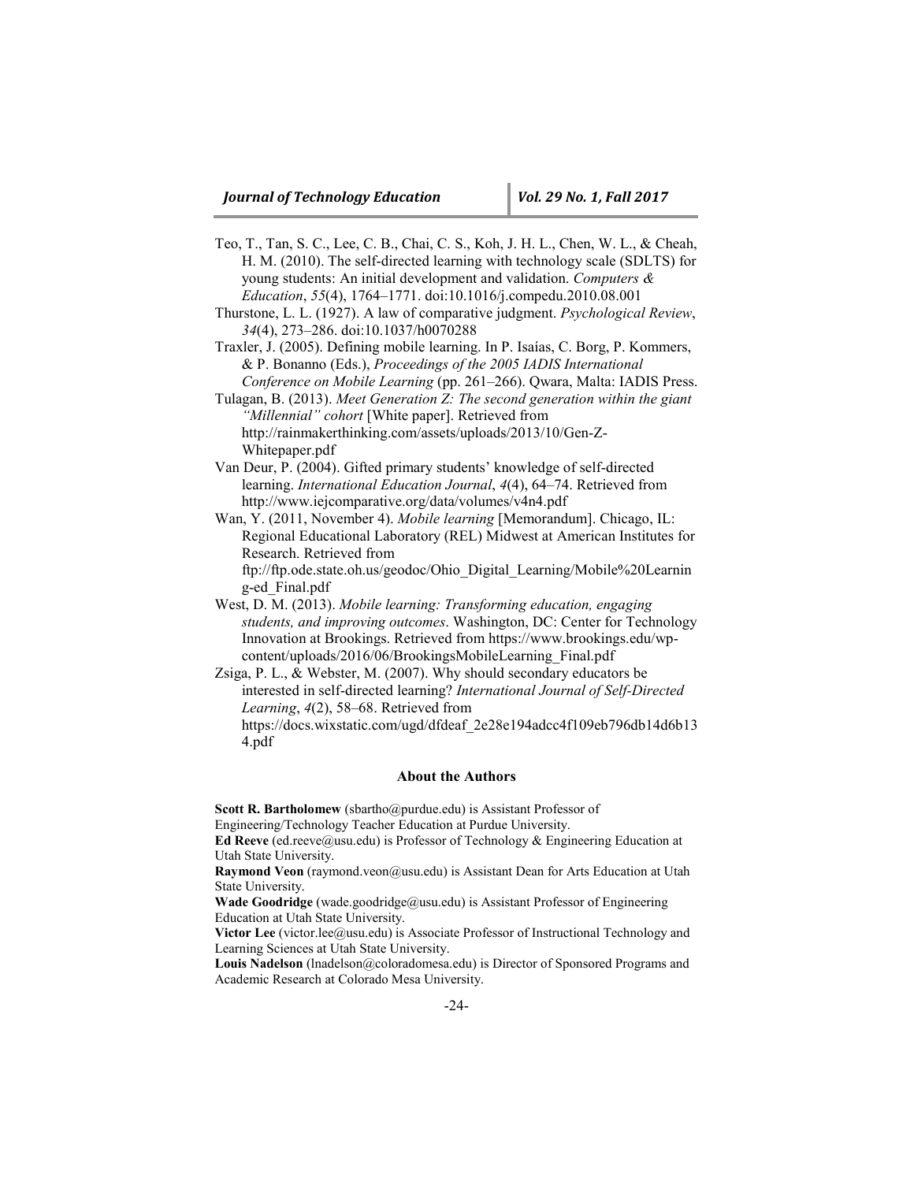Teo, T., Tan, S. C., Lee, C. B., Chai, C. S., Koh, J. H. L., Chen, W. L., & Cheah, H. M. (2010). The self-directed learning with technology scale (SDLTS) for young students: An initial development and validation. *Computers & Education*, *55*(4), 1764–1771. doi:10.1016/j.compedu.2010.08.001

Thurstone, L. L. (1927). A law of comparative judgment. *Psychological Review*, *34*(4), 273–286. doi:10.1037/h0070288

Traxler, J. (2005). Defining mobile learning. In P. Isaías, C. Borg, P. Kommers, & P. Bonanno (Eds.), *Proceedings of the 2005 IADIS International Conference on Mobile Learning* (pp. 261–266). Qwara, Malta: IADIS Press.

Tulagan, B. (2013). *Meet Generation Z: The second generation within the giant "Millennial" cohort* [White paper]. Retrieved from http://rainmakerthinking.com/assets/uploads/2013/10/Gen-Z-Whitepaper.pdf

Van Deur, P. (2004). Gifted primary students' knowledge of self-directed learning. *International Education Journal*, *4*(4), 64–74. Retrieved from http://www.iejcomparative.org/data/volumes/v4n4.pdf

Wan, Y. (2011, November 4). *Mobile learning* [Memorandum]. Chicago, IL: Regional Educational Laboratory (REL) Midwest at American Institutes for Research. Retrieved from ftp://ftp.ode.state.oh.us/geodoc/Ohio_Digital_Learning/Mobile%20Learning-ed_Final.pdf

West, D. M. (2013). *Mobile learning: Transforming education, engaging students, and improving outcomes*. Washington, DC: Center for Technology Innovation at Brookings. Retrieved from https://www.brookings.edu/wp-content/uploads/2016/06/BrookingsMobileLearning_Final.pdf

Zsiga, P. L., & Webster, M. (2007). Why should secondary educators be interested in self-directed learning? *International Journal of Self-Directed Learning*, *4*(2), 58–68. Retrieved from https://docs.wixstatic.com/ugd/dfdeaf_2e28e194adcc4f109eb796db14d6b134.pdf

## About the Authors

**Scott R. Bartholomew** (sbartho@purdue.edu) is Assistant Professor of Engineering/Technology Teacher Education at Purdue University.

**Ed Reeve** (ed.reeve@usu.edu) is Professor of Technology & Engineering Education at Utah State University.

**Raymond Veon** (raymond.veon@usu.edu) is Assistant Dean for Arts Education at Utah State University.

**Wade Goodridge** (wade.goodridge@usu.edu) is Assistant Professor of Engineering Education at Utah State University.

**Victor Lee** (victor.lee@usu.edu) is Associate Professor of Instructional Technology and Learning Sciences at Utah State University.

**Louis Nadelson** (lnadelson@coloradomesa.edu) is Director of Sponsored Programs and Academic Research at Colorado Mesa University.